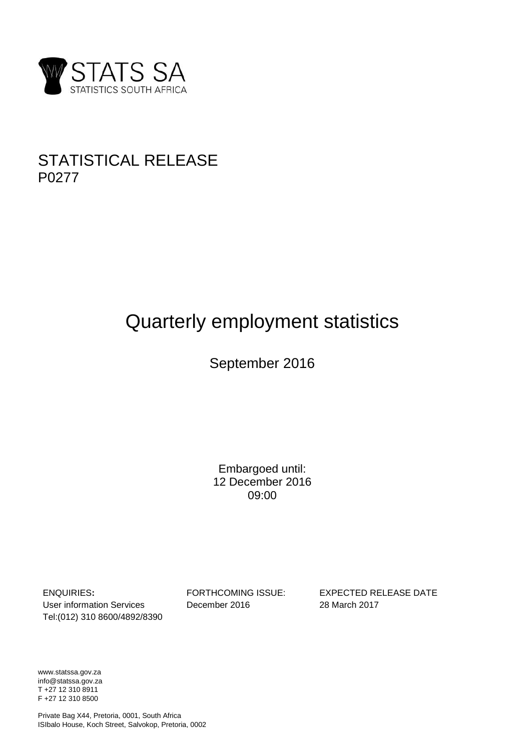STATS SA
STATISTICS SOUTH AFRICA

STATISTICAL RELEASE
P0277

# Quarterly employment statistics

September 2016

Embargoed until:
12 December 2016
09:00

| ENQUIRIES: | FORTHCOMING ISSUE: | EXPECTED RELEASE DATE |
|---|---|---|
| User information Services | December 2016 | 28 March 2017 |
| Tel:(012) 310 8600/4892/8390 | | |

www.statssa.gov.za
info@statssa.gov.za
T +27 12 310 8911
F +27 12 310 8500

Private Bag X44, Pretoria, 0001, South Africa
ISIbalo House, Koch Street, Salvokop, Pretoria, 0002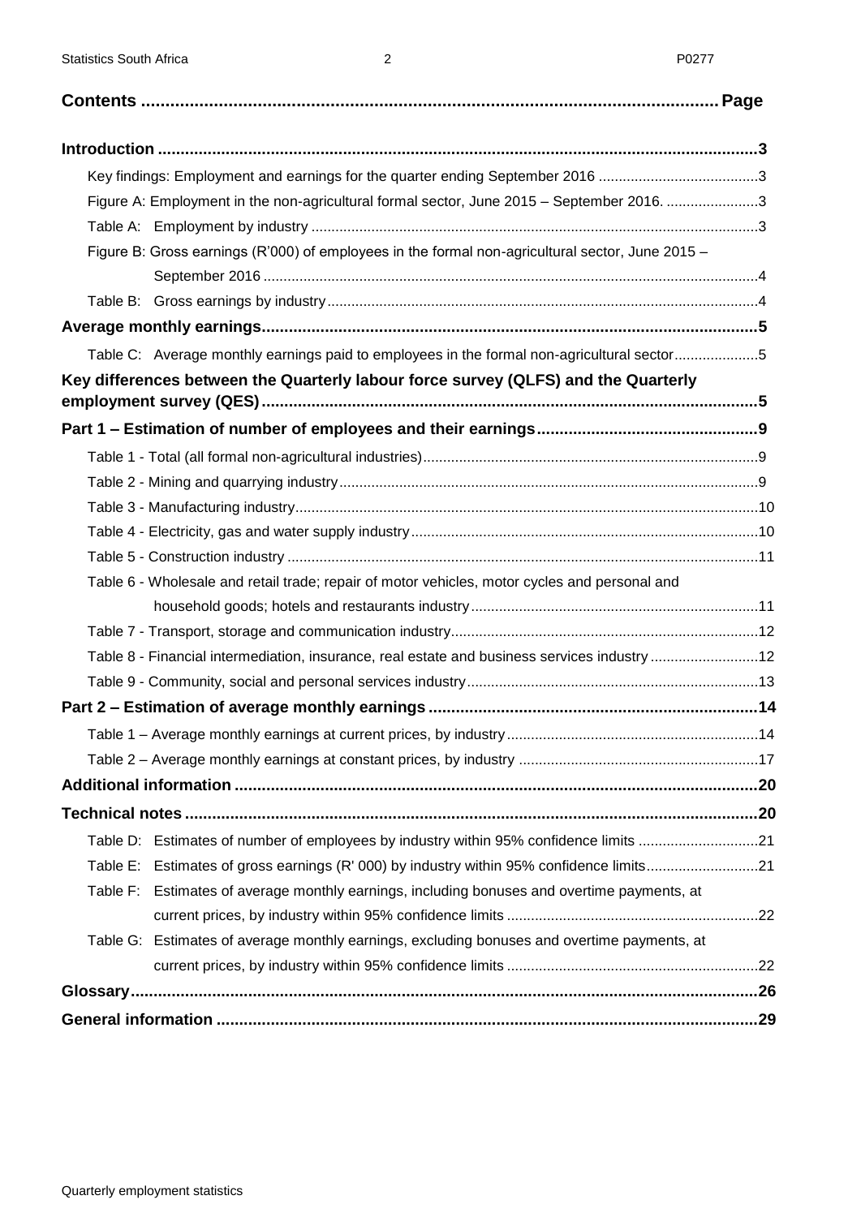# Contents ........................................................................................................ Page

**Introduction** ........................................................................................................ **3**

- Key findings: Employment and earnings for the quarter ending September 2016 ........................................ 3
- Figure A: Employment in the non-agricultural formal sector, June 2015 – September 2016. ....................... 3
- Table A: Employment by industry ........................................................................................................ 3
- Figure B: Gross earnings (R'000) of employees in the formal non-agricultural sector, June 2015 – September 2016 ........................................................................................................ 4
- Table B: Gross earnings by industry ........................................................................................................ 4

**Average monthly earnings** ........................................................................................................ **5**

- Table C: Average monthly earnings paid to employees in the formal non-agricultural sector..................... 5

**Key differences between the Quarterly labour force survey (QLFS) and the Quarterly employment survey (QES)** ........................................................................................................ **5**

**Part 1 – Estimation of number of employees and their earnings** ................................................ **9**

- Table 1 - Total (all formal non-agricultural industries) ........................................................................................................ 9
- Table 2 - Mining and quarrying industry ........................................................................................................ 9
- Table 3 - Manufacturing industry ........................................................................................................ 10
- Table 4 - Electricity, gas and water supply industry ........................................................................................................ 10
- Table 5 - Construction industry ........................................................................................................ 11
- Table 6 - Wholesale and retail trade; repair of motor vehicles, motor cycles and personal and household goods; hotels and restaurants industry ........................................................................ 11
- Table 7 - Transport, storage and communication industry ........................................................................................................ 12
- Table 8 - Financial intermediation, insurance, real estate and business services industry ........................... 12
- Table 9 - Community, social and personal services industry ........................................................................................................ 13

**Part 2 – Estimation of average monthly earnings** ........................................................................ **14**

- Table 1 – Average monthly earnings at current prices, by industry ........................................................................ 14
- Table 2 – Average monthly earnings at constant prices, by industry ........................................................................ 17

**Additional information** ........................................................................................................ **20**

**Technical notes** ........................................................................................................ **20**

- Table D: Estimates of number of employees by industry within 95% confidence limits .............................. 21
- Table E: Estimates of gross earnings (R' 000) by industry within 95% confidence limits............................ 21
- Table F: Estimates of average monthly earnings, including bonuses and overtime payments, at current prices, by industry within 95% confidence limits ................................................................ 22
- Table G: Estimates of average monthly earnings, excluding bonuses and overtime payments, at current prices, by industry within 95% confidence limits ................................................................ 22

**Glossary** ........................................................................................................ **26**

**General information** ........................................................................................................ **29**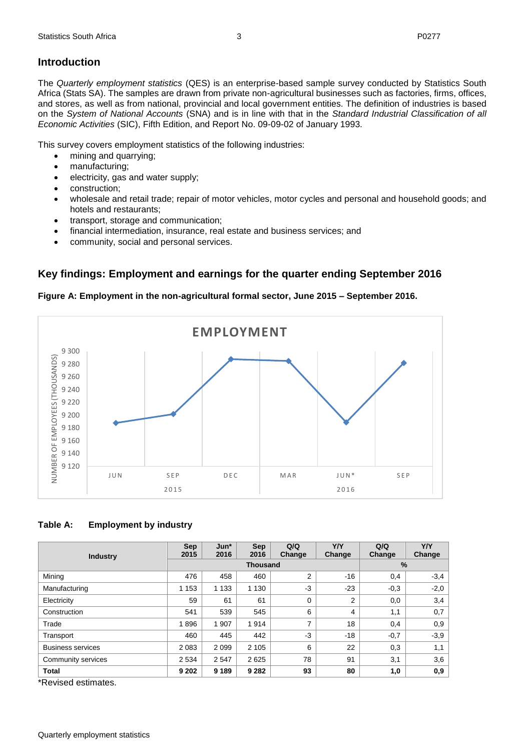## Introduction

The *Quarterly employment statistics* (QES) is an enterprise-based sample survey conducted by Statistics South Africa (Stats SA). The samples are drawn from private non-agricultural businesses such as factories, firms, offices, and stores, as well as from national, provincial and local government entities. The definition of industries is based on the *System of National Accounts* (SNA) and is in line with that in the *Standard Industrial Classification of all Economic Activities* (SIC), Fifth Edition, and Report No. 09-09-02 of January 1993.

This survey covers employment statistics of the following industries:

- mining and quarrying;
- manufacturing;
- electricity, gas and water supply;
- construction;
- wholesale and retail trade; repair of motor vehicles, motor cycles and personal and household goods; and hotels and restaurants;
- transport, storage and communication;
- financial intermediation, insurance, real estate and business services; and
- community, social and personal services.

## Key findings: Employment and earnings for the quarter ending September 2016

**Figure A: Employment in the non-agricultural formal sector, June 2015 – September 2016.**

**Table A: Employment by industry**

| Industry | Sep 2015 | Jun* 2016 | Sep 2016 | Q/Q Change | Y/Y Change | Q/Q Change | Y/Y Change |
|---|---|---|---|---|---|---|---|
| | Thousand | | | | | % | |
| Mining | 476 | 458 | 460 | 2 | -16 | 0,4 | -3,4 |
| Manufacturing | 1 153 | 1 133 | 1 130 | -3 | -23 | -0,3 | -2,0 |
| Electricity | 59 | 61 | 61 | 0 | 2 | 0,0 | 3,4 |
| Construction | 541 | 539 | 545 | 6 | 4 | 1,1 | 0,7 |
| Trade | 1 896 | 1 907 | 1 914 | 7 | 18 | 0,4 | 0,9 |
| Transport | 460 | 445 | 442 | -3 | -18 | -0,7 | -3,9 |
| Business services | 2 083 | 2 099 | 2 105 | 6 | 22 | 0,3 | 1,1 |
| Community services | 2 534 | 2 547 | 2 625 | 78 | 91 | 3,1 | 3,6 |
| **Total** | **9 202** | **9 189** | **9 282** | **93** | **80** | **1,0** | **0,9** |

*Revised estimates.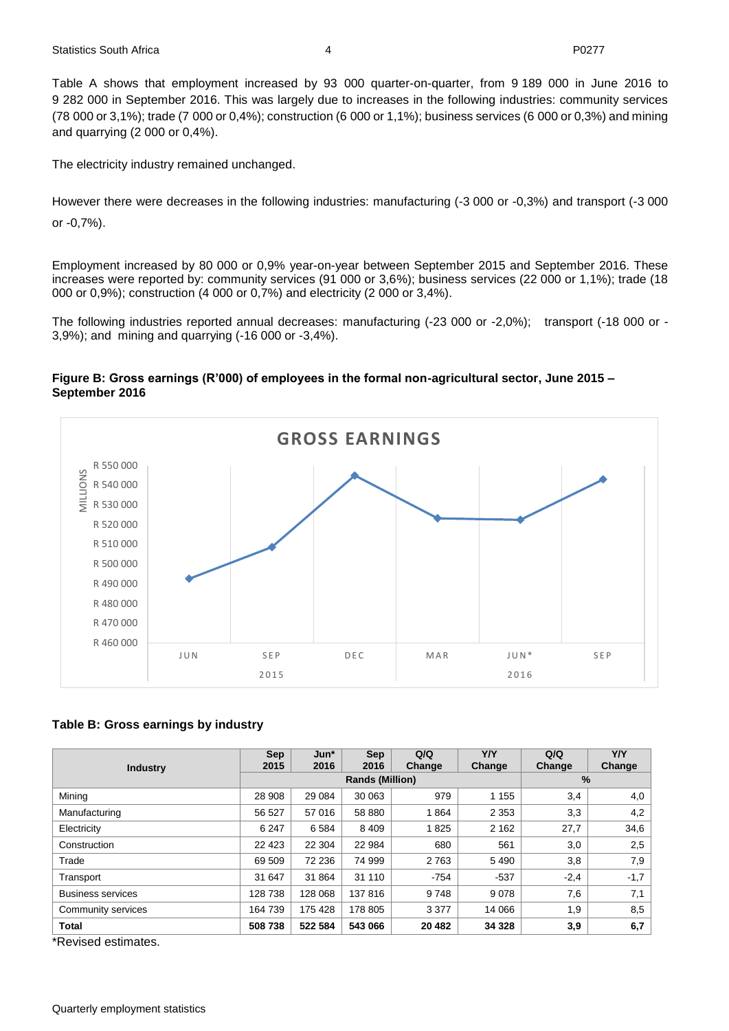Table A shows that employment increased by 93 000 quarter-on-quarter, from 9 189 000 in June 2016 to 9 282 000 in September 2016. This was largely due to increases in the following industries: community services (78 000 or 3,1%); trade (7 000 or 0,4%); construction (6 000 or 1,1%); business services (6 000 or 0,3%) and mining and quarrying (2 000 or 0,4%).

The electricity industry remained unchanged.

However there were decreases in the following industries: manufacturing (-3 000 or -0,3%) and transport (-3 000 or -0,7%).

Employment increased by 80 000 or 0,9% year-on-year between September 2015 and September 2016. These increases were reported by: community services (91 000 or 3,6%); business services (22 000 or 1,1%); trade (18 000 or 0,9%); construction (4 000 or 0,7%) and electricity (2 000 or 3,4%).

The following industries reported annual decreases: manufacturing (-23 000 or -2,0%); transport (-18 000 or -3,9%); and mining and quarrying (-16 000 or -3,4%).

**Figure B: Gross earnings (R'000) of employees in the formal non-agricultural sector, June 2015 – September 2016**

GROSS EARNINGS

MILLIONS

R 550 000
R 540 000
R 530 000
R 520 000
R 510 000
R 500 000
R 490 000
R 480 000
R 470 000
R 460 000

JUN SEP DEC MAR JUN* SEP

2015 2016

**Table B: Gross earnings by industry**

| Industry | Sep 2015 | Jun* 2016 | Sep 2016 | Q/Q Change | Y/Y Change | Q/Q Change | Y/Y Change |
|---|---|---|---|---|---|---|---|
| | Rands (Million) | | | | | % | |
| Mining | 28 908 | 29 084 | 30 063 | 979 | 1 155 | 3,4 | 4,0 |
| Manufacturing | 56 527 | 57 016 | 58 880 | 1 864 | 2 353 | 3,3 | 4,2 |
| Electricity | 6 247 | 6 584 | 8 409 | 1 825 | 2 162 | 27,7 | 34,6 |
| Construction | 22 423 | 22 304 | 22 984 | 680 | 561 | 3,0 | 2,5 |
| Trade | 69 509 | 72 236 | 74 999 | 2 763 | 5 490 | 3,8 | 7,9 |
| Transport | 31 647 | 31 864 | 31 110 | -754 | -537 | -2,4 | -1,7 |
| Business services | 128 738 | 128 068 | 137 816 | 9 748 | 9 078 | 7,6 | 7,1 |
| Community services | 164 739 | 175 428 | 178 805 | 3 377 | 14 066 | 1,9 | 8,5 |
| **Total** | **508 738** | **522 584** | **543 066** | **20 482** | **34 328** | **3,9** | **6,7** |

*Revised estimates.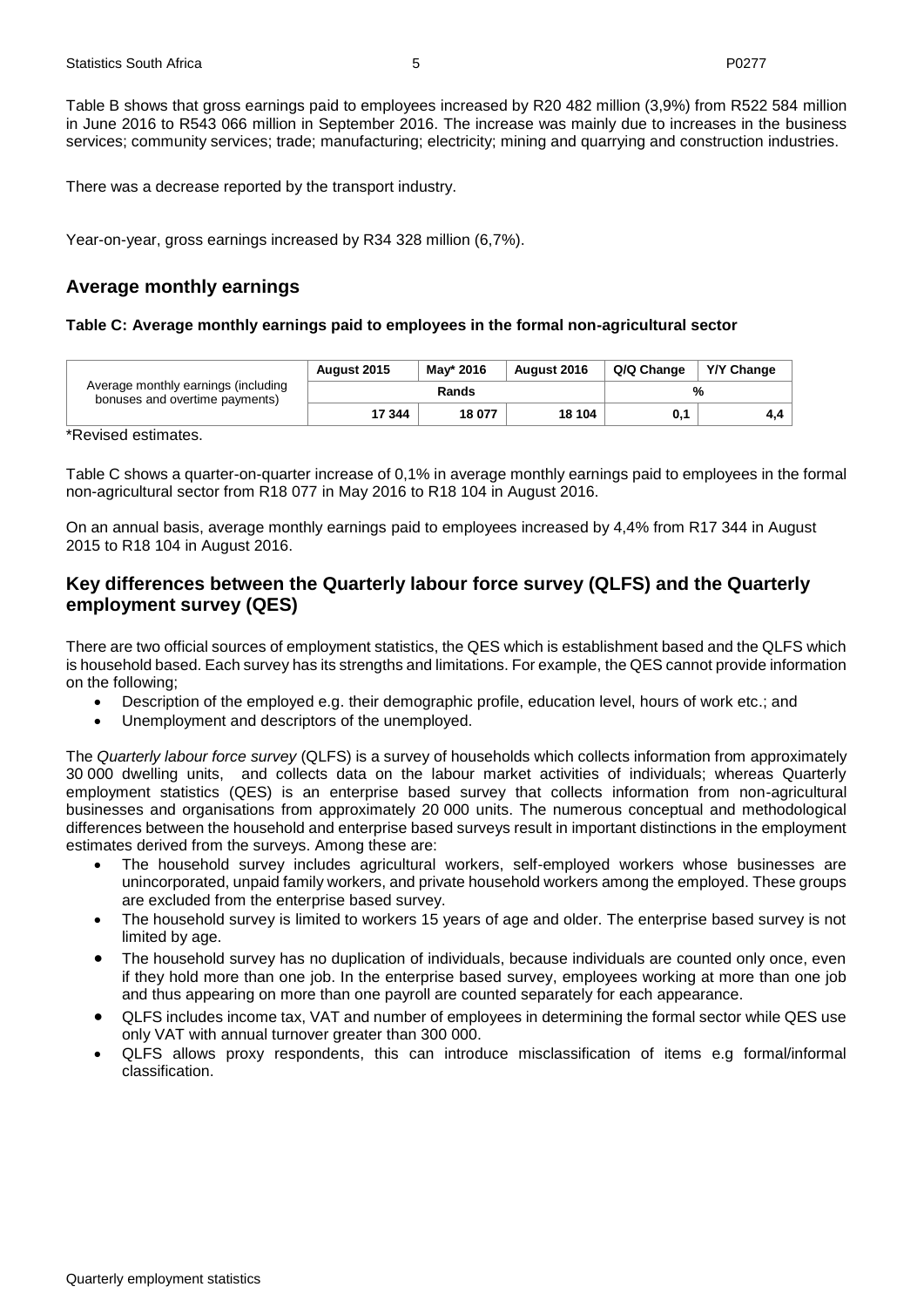Table B shows that gross earnings paid to employees increased by R20 482 million (3,9%) from R522 584 million in June 2016 to R543 066 million in September 2016. The increase was mainly due to increases in the business services; community services; trade; manufacturing; electricity; mining and quarrying and construction industries.

There was a decrease reported by the transport industry.

Year-on-year, gross earnings increased by R34 328 million (6,7%).

## Average monthly earnings

**Table C: Average monthly earnings paid to employees in the formal non-agricultural sector**

| | August 2015 | May* 2016 | August 2016 | Q/Q Change | Y/Y Change |
|---|---|---|---|---|---|
| Average monthly earnings (including bonuses and overtime payments) | Rands | | | % | |
| | 17 344 | 18 077 | 18 104 | 0,1 | 4,4 |

*Revised estimates.

Table C shows a quarter-on-quarter increase of 0,1% in average monthly earnings paid to employees in the formal non-agricultural sector from R18 077 in May 2016 to R18 104 in August 2016.

On an annual basis, average monthly earnings paid to employees increased by 4,4% from R17 344 in August 2015 to R18 104 in August 2016.

## Key differences between the Quarterly labour force survey (QLFS) and the Quarterly employment survey (QES)

There are two official sources of employment statistics, the QES which is establishment based and the QLFS which is household based. Each survey has its strengths and limitations. For example, the QES cannot provide information on the following;

- Description of the employed e.g. their demographic profile, education level, hours of work etc.; and
- Unemployment and descriptors of the unemployed.

The *Quarterly labour force survey* (QLFS) is a survey of households which collects information from approximately 30 000 dwelling units, and collects data on the labour market activities of individuals; whereas Quarterly employment statistics (QES) is an enterprise based survey that collects information from non-agricultural businesses and organisations from approximately 20 000 units. The numerous conceptual and methodological differences between the household and enterprise based surveys result in important distinctions in the employment estimates derived from the surveys. Among these are:

- The household survey includes agricultural workers, self-employed workers whose businesses are unincorporated, unpaid family workers, and private household workers among the employed. These groups are excluded from the enterprise based survey.
- The household survey is limited to workers 15 years of age and older. The enterprise based survey is not limited by age.
- The household survey has no duplication of individuals, because individuals are counted only once, even if they hold more than one job. In the enterprise based survey, employees working at more than one job and thus appearing on more than one payroll are counted separately for each appearance.
- QLFS includes income tax, VAT and number of employees in determining the formal sector while QES use only VAT with annual turnover greater than 300 000.
- QLFS allows proxy respondents, this can introduce misclassification of items e.g formal/informal classification.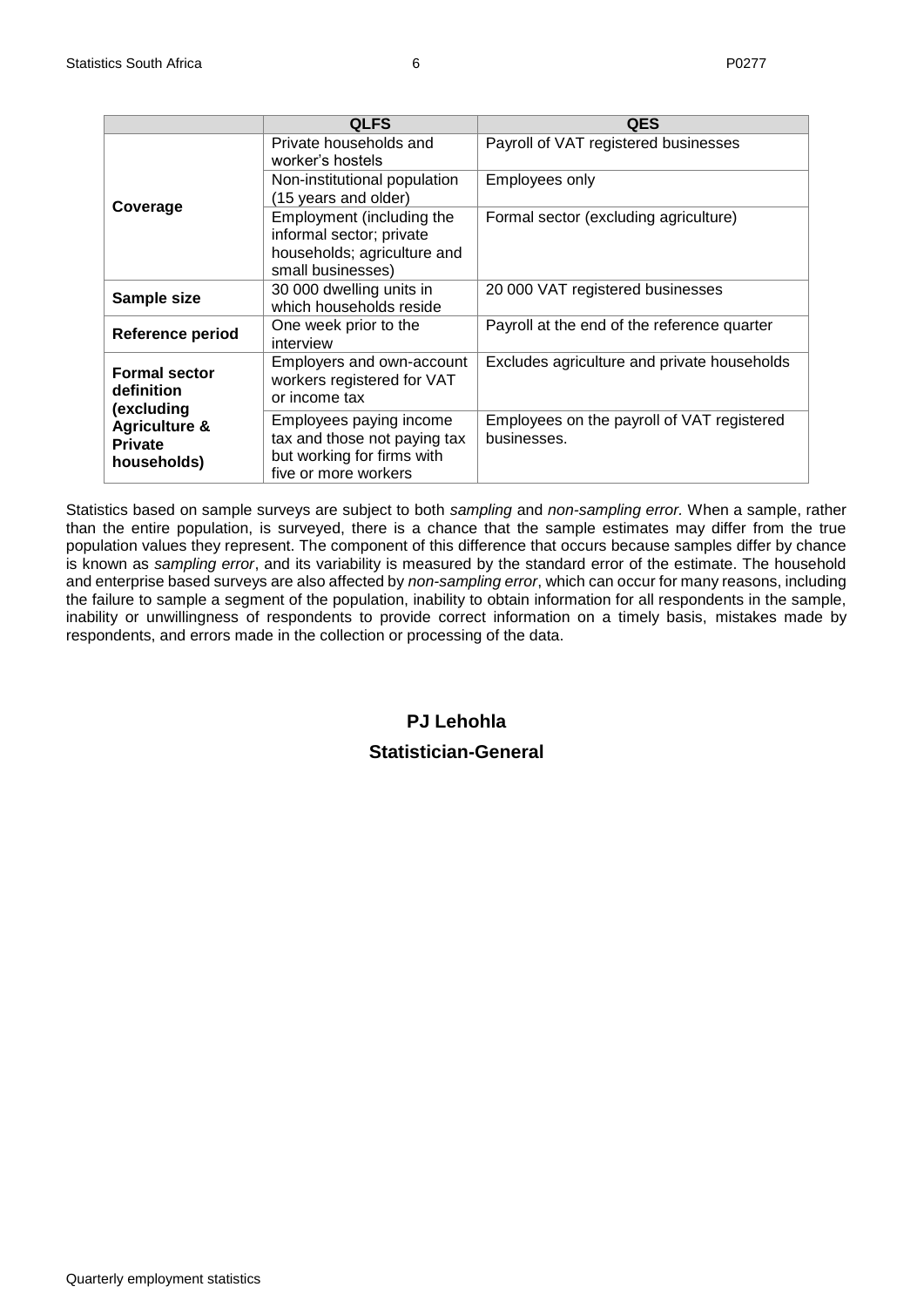| | QLFS | QES |
|---|---|---|
| **Coverage** | Private households and worker's hostels | Payroll of VAT registered businesses |
| | Non-institutional population (15 years and older) | Employees only |
| | Employment (including the informal sector; private households; agriculture and small businesses) | Formal sector (excluding agriculture) |
| **Sample size** | 30 000 dwelling units in which households reside | 20 000 VAT registered businesses |
| **Reference period** | One week prior to the interview | Payroll at the end of the reference quarter |
| **Formal sector definition (excluding Agriculture & Private households)** | Employers and own-account workers registered for VAT or income tax | Excludes agriculture and private households |
| | Employees paying income tax and those not paying tax but working for firms with five or more workers | Employees on the payroll of VAT registered businesses. |

Statistics based on sample surveys are subject to both *sampling* and *non-sampling error.* When a sample, rather than the entire population, is surveyed, there is a chance that the sample estimates may differ from the true population values they represent. The component of this difference that occurs because samples differ by chance is known as *sampling error*, and its variability is measured by the standard error of the estimate. The household and enterprise based surveys are also affected by *non-sampling error*, which can occur for many reasons, including the failure to sample a segment of the population, inability to obtain information for all respondents in the sample, inability or unwillingness of respondents to provide correct information on a timely basis, mistakes made by respondents, and errors made in the collection or processing of the data.

**PJ Lehohla**

**Statistician-General**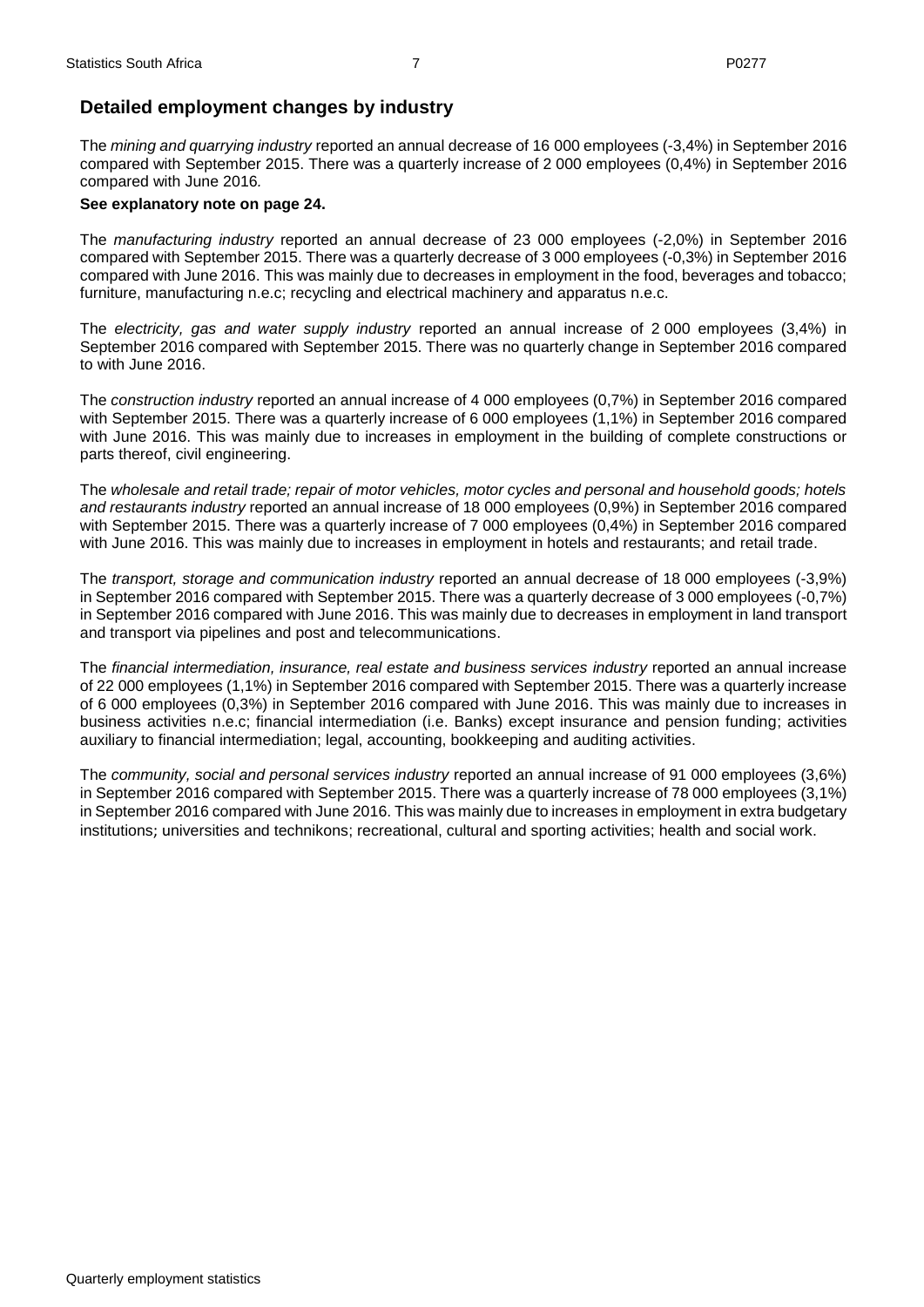## Detailed employment changes by industry

The *mining and quarrying industry* reported an annual decrease of 16 000 employees (-3,4%) in September 2016 compared with September 2015. There was a quarterly increase of 2 000 employees (0,4%) in September 2016 compared with June 2016.

**See explanatory note on page 24.**

The *manufacturing industry* reported an annual decrease of 23 000 employees (-2,0%) in September 2016 compared with September 2015. There was a quarterly decrease of 3 000 employees (-0,3%) in September 2016 compared with June 2016. This was mainly due to decreases in employment in the food, beverages and tobacco; furniture, manufacturing n.e.c; recycling and electrical machinery and apparatus n.e.c.

The *electricity, gas and water supply industry* reported an annual increase of 2 000 employees (3,4%) in September 2016 compared with September 2015. There was no quarterly change in September 2016 compared to with June 2016.

The *construction industry* reported an annual increase of 4 000 employees (0,7%) in September 2016 compared with September 2015. There was a quarterly increase of 6 000 employees (1,1%) in September 2016 compared with June 2016. This was mainly due to increases in employment in the building of complete constructions or parts thereof, civil engineering.

The *wholesale and retail trade; repair of motor vehicles, motor cycles and personal and household goods; hotels and restaurants industry* reported an annual increase of 18 000 employees (0,9%) in September 2016 compared with September 2015. There was a quarterly increase of 7 000 employees (0,4%) in September 2016 compared with June 2016. This was mainly due to increases in employment in hotels and restaurants; and retail trade.

The *transport, storage and communication industry* reported an annual decrease of 18 000 employees (-3,9%) in September 2016 compared with September 2015. There was a quarterly decrease of 3 000 employees (-0,7%) in September 2016 compared with June 2016. This was mainly due to decreases in employment in land transport and transport via pipelines and post and telecommunications.

The *financial intermediation, insurance, real estate and business services industry* reported an annual increase of 22 000 employees (1,1%) in September 2016 compared with September 2015. There was a quarterly increase of 6 000 employees (0,3%) in September 2016 compared with June 2016. This was mainly due to increases in business activities n.e.c; financial intermediation (i.e. Banks) except insurance and pension funding; activities auxiliary to financial intermediation; legal, accounting, bookkeeping and auditing activities.

The *community, social and personal services industry* reported an annual increase of 91 000 employees (3,6%) in September 2016 compared with September 2015. There was a quarterly increase of 78 000 employees (3,1%) in September 2016 compared with June 2016. This was mainly due to increases in employment in extra budgetary institutions; universities and technikons; recreational, cultural and sporting activities; health and social work.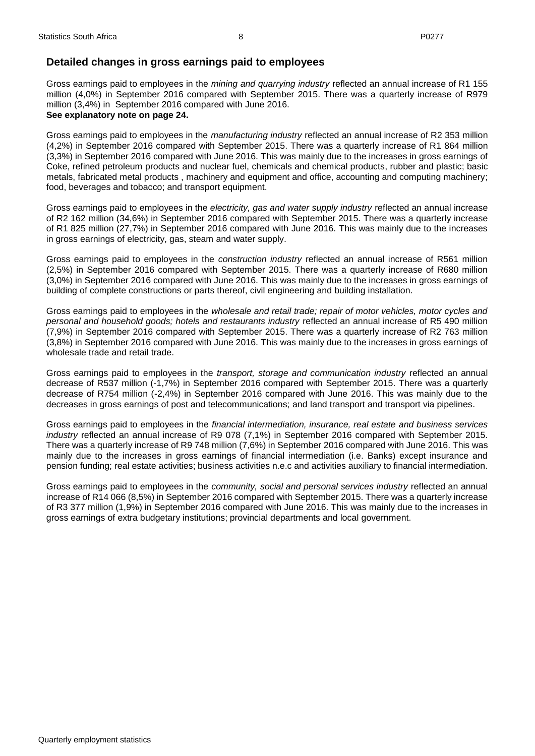## Detailed changes in gross earnings paid to employees

Gross earnings paid to employees in the *mining and quarrying industry* reflected an annual increase of R1 155 million (4,0%) in September 2016 compared with September 2015. There was a quarterly increase of R979 million (3,4%) in September 2016 compared with June 2016.
**See explanatory note on page 24.**

Gross earnings paid to employees in the *manufacturing industry* reflected an annual increase of R2 353 million (4,2%) in September 2016 compared with September 2015. There was a quarterly increase of R1 864 million (3,3%) in September 2016 compared with June 2016. This was mainly due to the increases in gross earnings of Coke, refined petroleum products and nuclear fuel, chemicals and chemical products, rubber and plastic; basic metals, fabricated metal products , machinery and equipment and office, accounting and computing machinery; food, beverages and tobacco; and transport equipment.

Gross earnings paid to employees in the *electricity, gas and water supply industry* reflected an annual increase of R2 162 million (34,6%) in September 2016 compared with September 2015. There was a quarterly increase of R1 825 million (27,7%) in September 2016 compared with June 2016. This was mainly due to the increases in gross earnings of electricity, gas, steam and water supply.

Gross earnings paid to employees in the *construction industry* reflected an annual increase of R561 million (2,5%) in September 2016 compared with September 2015. There was a quarterly increase of R680 million (3,0%) in September 2016 compared with June 2016. This was mainly due to the increases in gross earnings of building of complete constructions or parts thereof, civil engineering and building installation.

Gross earnings paid to employees in the *wholesale and retail trade; repair of motor vehicles, motor cycles and personal and household goods; hotels and restaurants industry* reflected an annual increase of R5 490 million (7,9%) in September 2016 compared with September 2015. There was a quarterly increase of R2 763 million (3,8%) in September 2016 compared with June 2016. This was mainly due to the increases in gross earnings of wholesale trade and retail trade.

Gross earnings paid to employees in the *transport, storage and communication industry* reflected an annual decrease of R537 million (-1,7%) in September 2016 compared with September 2015. There was a quarterly decrease of R754 million (-2,4%) in September 2016 compared with June 2016. This was mainly due to the decreases in gross earnings of post and telecommunications; and land transport and transport via pipelines.

Gross earnings paid to employees in the *financial intermediation, insurance, real estate and business services industry* reflected an annual increase of R9 078 (7,1%) in September 2016 compared with September 2015. There was a quarterly increase of R9 748 million (7,6%) in September 2016 compared with June 2016. This was mainly due to the increases in gross earnings of financial intermediation (i.e. Banks) except insurance and pension funding; real estate activities; business activities n.e.c and activities auxiliary to financial intermediation.

Gross earnings paid to employees in the *community, social and personal services industry* reflected an annual increase of R14 066 (8,5%) in September 2016 compared with September 2015. There was a quarterly increase of R3 377 million (1,9%) in September 2016 compared with June 2016. This was mainly due to the increases in gross earnings of extra budgetary institutions; provincial departments and local government.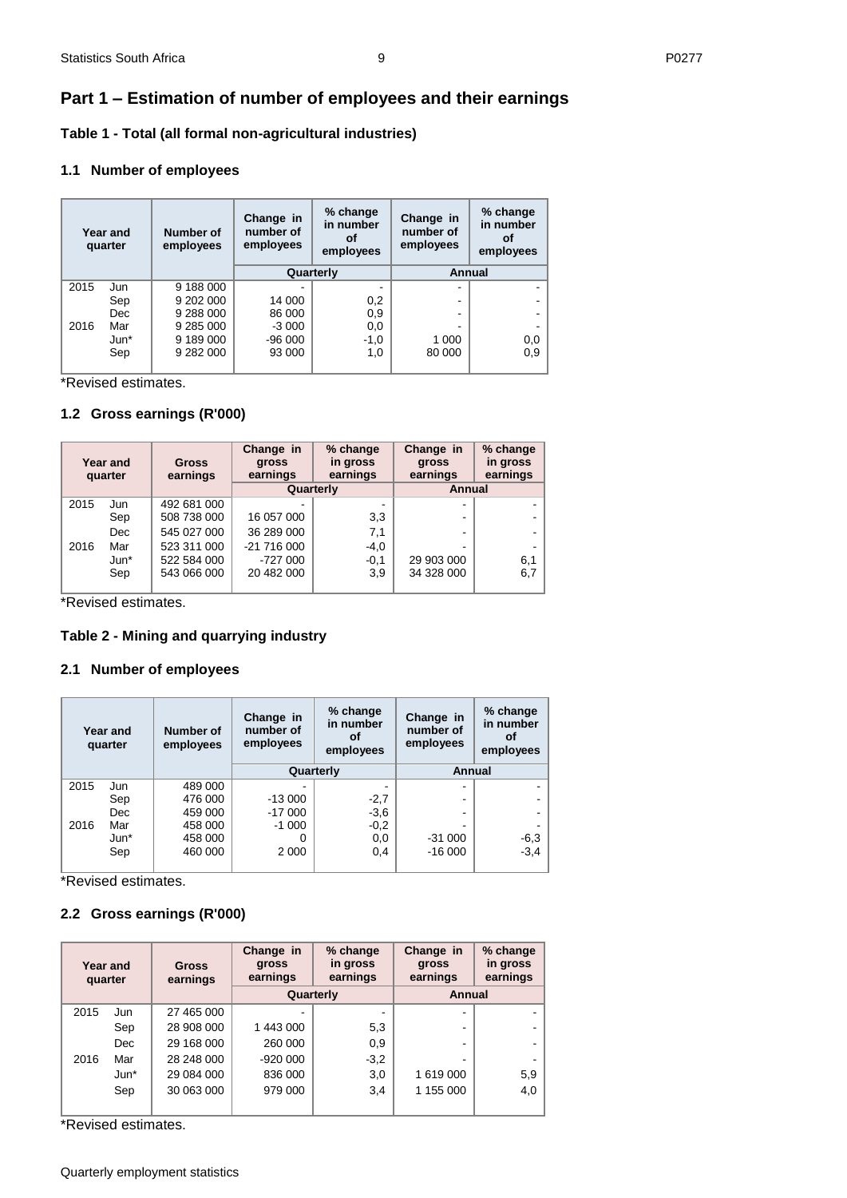# Part 1 – Estimation of number of employees and their earnings

## Table 1 - Total (all formal non-agricultural industries)

### 1.1 Number of employees

| Year and quarter | | Number of employees | Change in number of employees | % change in number of employees | Change in number of employees | % change in number of employees |
|---|---|---|---|---|---|---|
| | | | Quarterly | | Annual | |
| 2015 | Jun | 9 188 000 | - | - | - | - |
| | Sep | 9 202 000 | 14 000 | 0,2 | - | - |
| | Dec | 9 288 000 | 86 000 | 0,9 | - | - |
| 2016 | Mar | 9 285 000 | -3 000 | 0,0 | - | - |
| | Jun* | 9 189 000 | -96 000 | -1,0 | 1 000 | 0,0 |
| | Sep | 9 282 000 | 93 000 | 1,0 | 80 000 | 0,9 |

*Revised estimates.

### 1.2 Gross earnings (R'000)

| Year and quarter | | Gross earnings | Change in gross earnings | % change in gross earnings | Change in gross earnings | % change in gross earnings |
|---|---|---|---|---|---|---|
| | | | Quarterly | | Annual | |
| 2015 | Jun | 492 681 000 | - | - | - | - |
| | Sep | 508 738 000 | 16 057 000 | 3,3 | - | - |
| | Dec | 545 027 000 | 36 289 000 | 7,1 | - | - |
| 2016 | Mar | 523 311 000 | -21 716 000 | -4,0 | - | - |
| | Jun* | 522 584 000 | -727 000 | -0,1 | 29 903 000 | 6,1 |
| | Sep | 543 066 000 | 20 482 000 | 3,9 | 34 328 000 | 6,7 |

*Revised estimates.

## Table 2 - Mining and quarrying industry

### 2.1 Number of employees

| Year and quarter | | Number of employees | Change in number of employees | % change in number of employees | Change in number of employees | % change in number of employees |
|---|---|---|---|---|---|---|
| | | | Quarterly | | Annual | |
| 2015 | Jun | 489 000 | - | - | - | - |
| | Sep | 476 000 | -13 000 | -2,7 | - | - |
| | Dec | 459 000 | -17 000 | -3,6 | - | - |
| 2016 | Mar | 458 000 | -1 000 | -0,2 | - | - |
| | Jun* | 458 000 | 0 | 0,0 | -31 000 | -6,3 |
| | Sep | 460 000 | 2 000 | 0,4 | -16 000 | -3,4 |

*Revised estimates.

### 2.2 Gross earnings (R'000)

| Year and quarter | | Gross earnings | Change in gross earnings | % change in gross earnings | Change in gross earnings | % change in gross earnings |
|---|---|---|---|---|---|---|
| | | | Quarterly | | Annual | |
| 2015 | Jun | 27 465 000 | - | - | - | - |
| | Sep | 28 908 000 | 1 443 000 | 5,3 | - | - |
| | Dec | 29 168 000 | 260 000 | 0,9 | - | - |
| 2016 | Mar | 28 248 000 | -920 000 | -3,2 | - | - |
| | Jun* | 29 084 000 | 836 000 | 3,0 | 1 619 000 | 5,9 |
| | Sep | 30 063 000 | 979 000 | 3,4 | 1 155 000 | 4,0 |

*Revised estimates.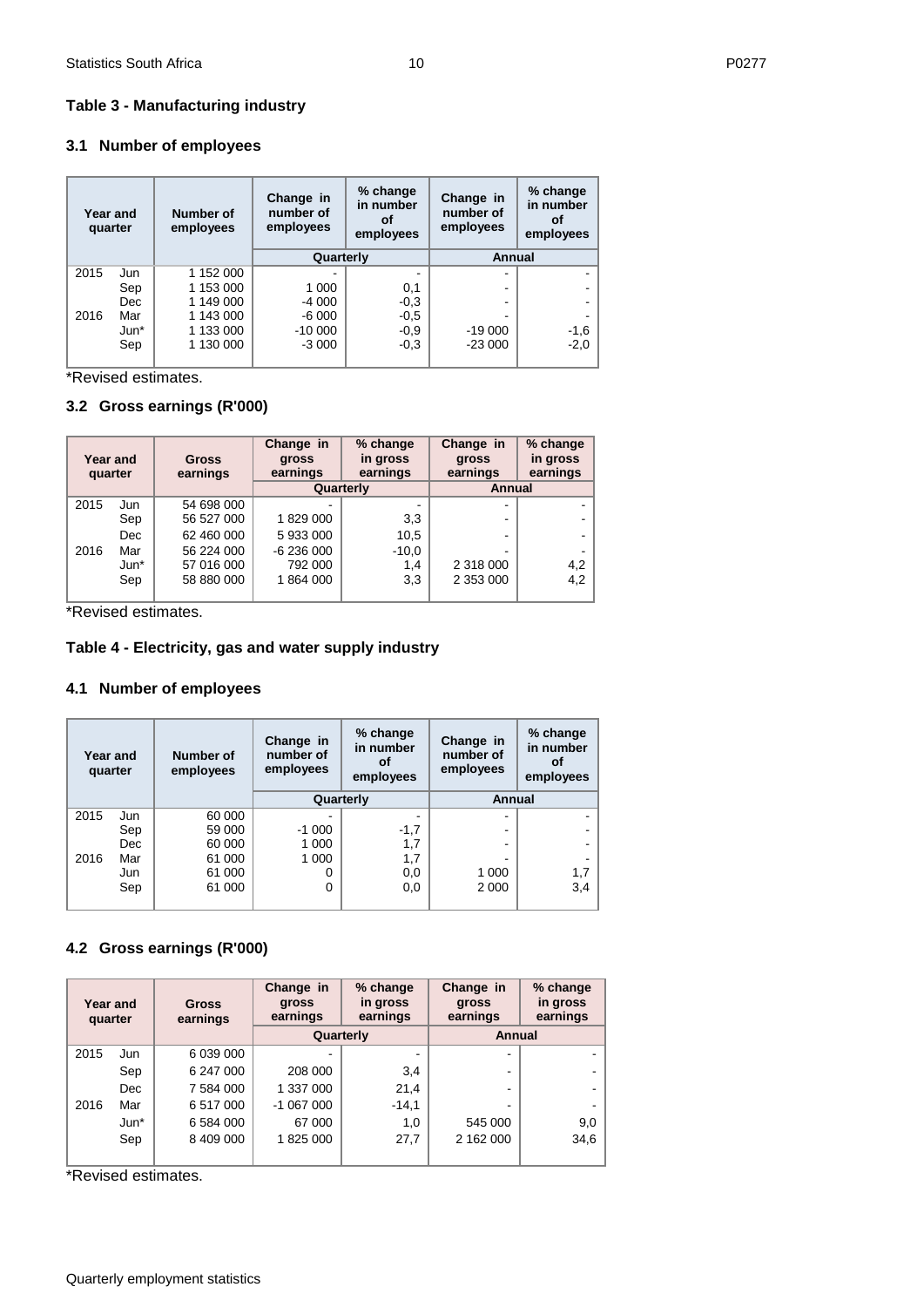## Table 3 - Manufacturing industry

### 3.1 Number of employees

| Year and quarter | | Number of employees | Change in number of employees | % change in number of employees | Change in number of employees | % change in number of employees |
|---|---|---|---|---|---|---|
| | | | Quarterly | | Annual | |
| 2015 | Jun | 1 152 000 | - | - | - | - |
| | Sep | 1 153 000 | 1 000 | 0,1 | - | - |
| | Dec | 1 149 000 | -4 000 | -0,3 | - | - |
| 2016 | Mar | 1 143 000 | -6 000 | -0,5 | - | - |
| | Jun* | 1 133 000 | -10 000 | -0,9 | -19 000 | -1,6 |
| | Sep | 1 130 000 | -3 000 | -0,3 | -23 000 | -2,0 |

*Revised estimates.

### 3.2 Gross earnings (R'000)

| Year and quarter | | Gross earnings | Change in gross earnings | % change in gross earnings | Change in gross earnings | % change in gross earnings |
|---|---|---|---|---|---|---|
| | | | Quarterly | | Annual | |
| 2015 | Jun | 54 698 000 | - | - | - | - |
| | Sep | 56 527 000 | 1 829 000 | 3,3 | - | - |
| | Dec | 62 460 000 | 5 933 000 | 10,5 | - | - |
| 2016 | Mar | 56 224 000 | -6 236 000 | -10,0 | - | - |
| | Jun* | 57 016 000 | 792 000 | 1,4 | 2 318 000 | 4,2 |
| | Sep | 58 880 000 | 1 864 000 | 3,3 | 2 353 000 | 4,2 |

*Revised estimates.

## Table 4 - Electricity, gas and water supply industry

### 4.1 Number of employees

| Year and quarter | | Number of employees | Change in number of employees | % change in number of employees | Change in number of employees | % change in number of employees |
|---|---|---|---|---|---|---|
| | | | Quarterly | | Annual | |
| 2015 | Jun | 60 000 | - | - | - | - |
| | Sep | 59 000 | -1 000 | -1,7 | - | - |
| | Dec | 60 000 | 1 000 | 1,7 | - | - |
| 2016 | Mar | 61 000 | 1 000 | 1,7 | - | - |
| | Jun | 61 000 | 0 | 0,0 | 1 000 | 1,7 |
| | Sep | 61 000 | 0 | 0,0 | 2 000 | 3,4 |

### 4.2 Gross earnings (R'000)

| Year and quarter | | Gross earnings | Change in gross earnings | % change in gross earnings | Change in gross earnings | % change in gross earnings |
|---|---|---|---|---|---|---|
| | | | Quarterly | | Annual | |
| 2015 | Jun | 6 039 000 | - | - | - | - |
| | Sep | 6 247 000 | 208 000 | 3,4 | - | - |
| | Dec | 7 584 000 | 1 337 000 | 21,4 | - | - |
| 2016 | Mar | 6 517 000 | -1 067 000 | -14,1 | - | - |
| | Jun* | 6 584 000 | 67 000 | 1,0 | 545 000 | 9,0 |
| | Sep | 8 409 000 | 1 825 000 | 27,7 | 2 162 000 | 34,6 |

*Revised estimates.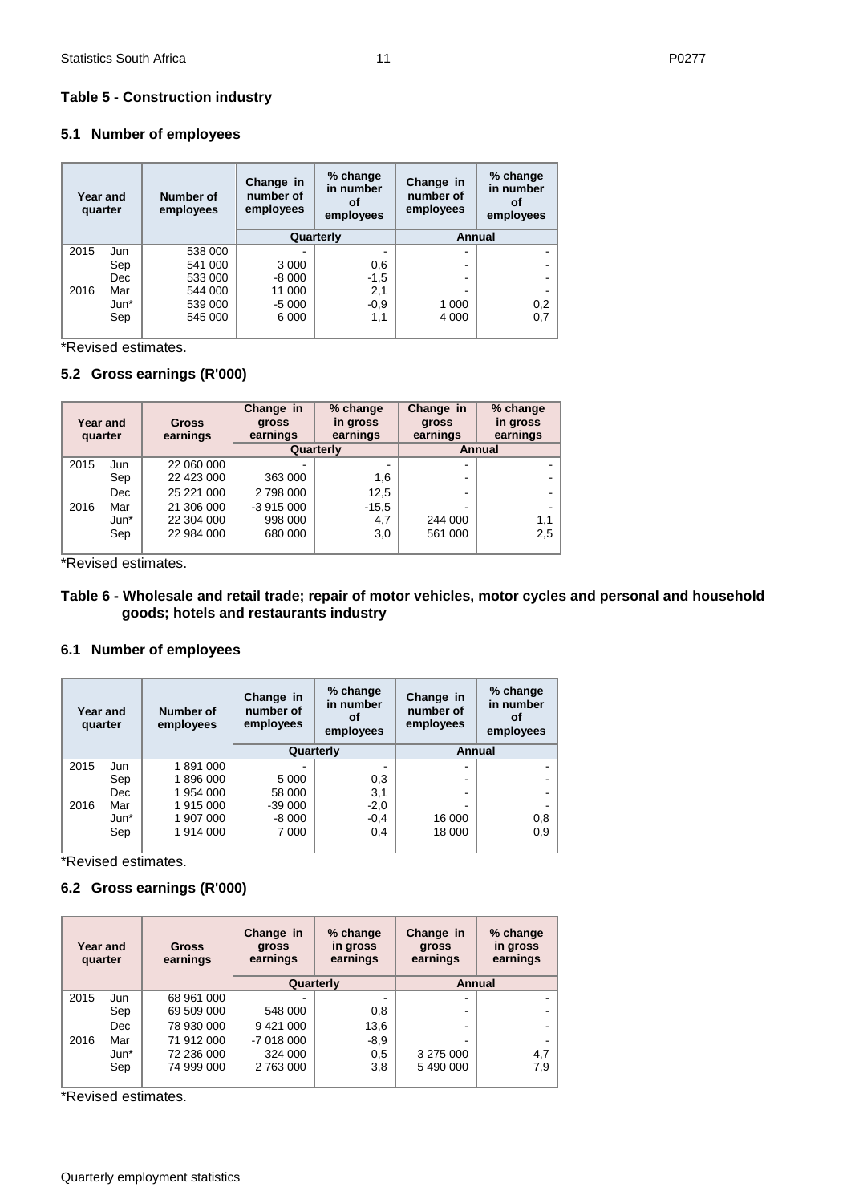## Table 5 - Construction industry

### 5.1 Number of employees

| Year and quarter | | Number of employees | Change in number of employees | % change in number of employees | Change in number of employees | % change in number of employees |
|---|---|---|---|---|---|---|
| | | | Quarterly | | Annual | |
| 2015 | Jun | 538 000 | - | - | - | - |
| | Sep | 541 000 | 3 000 | 0,6 | - | - |
| | Dec | 533 000 | -8 000 | -1,5 | - | - |
| 2016 | Mar | 544 000 | 11 000 | 2,1 | - | - |
| | Jun* | 539 000 | -5 000 | -0,9 | 1 000 | 0,2 |
| | Sep | 545 000 | 6 000 | 1,1 | 4 000 | 0,7 |

*Revised estimates.

### 5.2 Gross earnings (R'000)

| Year and quarter | | Gross earnings | Change in gross earnings | % change in gross earnings | Change in gross earnings | % change in gross earnings |
|---|---|---|---|---|---|---|
| | | | Quarterly | | Annual | |
| 2015 | Jun | 22 060 000 | - | - | - | - |
| | Sep | 22 423 000 | 363 000 | 1,6 | - | - |
| | Dec | 25 221 000 | 2 798 000 | 12,5 | - | - |
| 2016 | Mar | 21 306 000 | -3 915 000 | -15,5 | - | - |
| | Jun* | 22 304 000 | 998 000 | 4,7 | 244 000 | 1,1 |
| | Sep | 22 984 000 | 680 000 | 3,0 | 561 000 | 2,5 |

*Revised estimates.

## Table 6 - Wholesale and retail trade; repair of motor vehicles, motor cycles and personal and household goods; hotels and restaurants industry

### 6.1 Number of employees

| Year and quarter | | Number of employees | Change in number of employees | % change in number of employees | Change in number of employees | % change in number of employees |
|---|---|---|---|---|---|---|
| | | | Quarterly | | Annual | |
| 2015 | Jun | 1 891 000 | - | - | - | - |
| | Sep | 1 896 000 | 5 000 | 0,3 | - | - |
| | Dec | 1 954 000 | 58 000 | 3,1 | - | - |
| 2016 | Mar | 1 915 000 | -39 000 | -2,0 | - | - |
| | Jun* | 1 907 000 | -8 000 | -0,4 | 16 000 | 0,8 |
| | Sep | 1 914 000 | 7 000 | 0,4 | 18 000 | 0,9 |

*Revised estimates.

### 6.2 Gross earnings (R'000)

| Year and quarter | | Gross earnings | Change in gross earnings | % change in gross earnings | Change in gross earnings | % change in gross earnings |
|---|---|---|---|---|---|---|
| | | | Quarterly | | Annual | |
| 2015 | Jun | 68 961 000 | - | - | - | - |
| | Sep | 69 509 000 | 548 000 | 0,8 | - | - |
| | Dec | 78 930 000 | 9 421 000 | 13,6 | - | - |
| 2016 | Mar | 71 912 000 | -7 018 000 | -8,9 | - | - |
| | Jun* | 72 236 000 | 324 000 | 0,5 | 3 275 000 | 4,7 |
| | Sep | 74 999 000 | 2 763 000 | 3,8 | 5 490 000 | 7,9 |

*Revised estimates.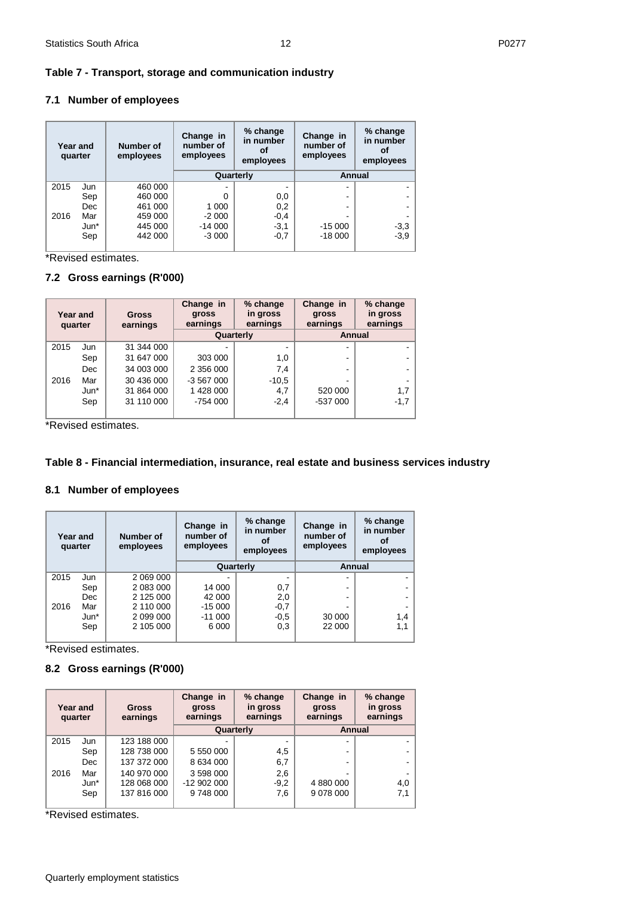## Table 7 - Transport, storage and communication industry

### 7.1 Number of employees

| Year and quarter | | Number of employees | Change in number of employees | % change in number of employees | Change in number of employees | % change in number of employees |
|---|---|---|---|---|---|---|
| | | | Quarterly | | Annual | |
| 2015 | Jun | 460 000 | - | - | - | - |
| | Sep | 460 000 | 0 | 0,0 | - | - |
| | Dec | 461 000 | 1 000 | 0,2 | - | - |
| 2016 | Mar | 459 000 | -2 000 | -0,4 | - | - |
| | Jun* | 445 000 | -14 000 | -3,1 | -15 000 | -3,3 |
| | Sep | 442 000 | -3 000 | -0,7 | -18 000 | -3,9 |

*Revised estimates.

### 7.2 Gross earnings (R'000)

| Year and quarter | | Gross earnings | Change in gross earnings | % change in gross earnings | Change in gross earnings | % change in gross earnings |
|---|---|---|---|---|---|---|
| | | | Quarterly | | Annual | |
| 2015 | Jun | 31 344 000 | - | - | - | - |
| | Sep | 31 647 000 | 303 000 | 1,0 | - | - |
| | Dec | 34 003 000 | 2 356 000 | 7,4 | - | - |
| 2016 | Mar | 30 436 000 | -3 567 000 | -10,5 | - | - |
| | Jun* | 31 864 000 | 1 428 000 | 4,7 | 520 000 | 1,7 |
| | Sep | 31 110 000 | -754 000 | -2,4 | -537 000 | -1,7 |

*Revised estimates.

## Table 8 - Financial intermediation, insurance, real estate and business services industry

### 8.1 Number of employees

| Year and quarter | | Number of employees | Change in number of employees | % change in number of employees | Change in number of employees | % change in number of employees |
|---|---|---|---|---|---|---|
| | | | Quarterly | | Annual | |
| 2015 | Jun | 2 069 000 | - | - | - | - |
| | Sep | 2 083 000 | 14 000 | 0,7 | - | - |
| | Dec | 2 125 000 | 42 000 | 2,0 | - | - |
| 2016 | Mar | 2 110 000 | -15 000 | -0,7 | - | - |
| | Jun* | 2 099 000 | -11 000 | -0,5 | 30 000 | 1,4 |
| | Sep | 2 105 000 | 6 000 | 0,3 | 22 000 | 1,1 |

*Revised estimates.

### 8.2 Gross earnings (R'000)

| Year and quarter | | Gross earnings | Change in gross earnings | % change in gross earnings | Change in gross earnings | % change in gross earnings |
|---|---|---|---|---|---|---|
| | | | Quarterly | | Annual | |
| 2015 | Jun | 123 188 000 | - | - | - | - |
| | Sep | 128 738 000 | 5 550 000 | 4,5 | - | - |
| | Dec | 137 372 000 | 8 634 000 | 6,7 | - | - |
| 2016 | Mar | 140 970 000 | 3 598 000 | 2,6 | - | - |
| | Jun* | 128 068 000 | -12 902 000 | -9,2 | 4 880 000 | 4,0 |
| | Sep | 137 816 000 | 9 748 000 | 7,6 | 9 078 000 | 7,1 |

*Revised estimates.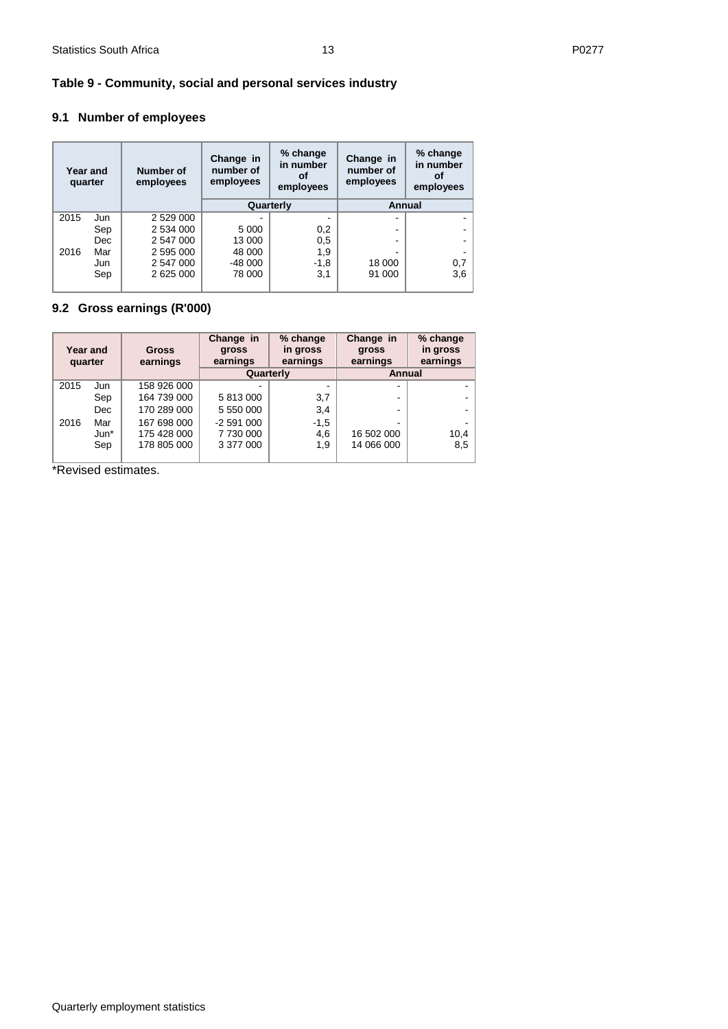## Table 9 - Community, social and personal services industry

### 9.1 Number of employees

| Year and quarter | | Number of employees | Change in number of employees | % change in number of employees | Change in number of employees | % change in number of employees |
|---|---|---|---|---|---|---|
| | | | Quarterly | | Annual | |
| 2015 | Jun | 2 529 000 | - | - | - | - |
| | Sep | 2 534 000 | 5 000 | 0,2 | - | - |
| | Dec | 2 547 000 | 13 000 | 0,5 | - | - |
| 2016 | Mar | 2 595 000 | 48 000 | 1,9 | - | - |
| | Jun | 2 547 000 | -48 000 | -1,8 | 18 000 | 0,7 |
| | Sep | 2 625 000 | 78 000 | 3,1 | 91 000 | 3,6 |

### 9.2 Gross earnings (R'000)

| Year and quarter | | Gross earnings | Change in gross earnings | % change in gross earnings | Change in gross earnings | % change in gross earnings |
|---|---|---|---|---|---|---|
| | | | Quarterly | | Annual | |
| 2015 | Jun | 158 926 000 | - | - | - | - |
| | Sep | 164 739 000 | 5 813 000 | 3,7 | - | - |
| | Dec | 170 289 000 | 5 550 000 | 3,4 | - | - |
| 2016 | Mar | 167 698 000 | -2 591 000 | -1,5 | - | - |
| | Jun* | 175 428 000 | 7 730 000 | 4,6 | 16 502 000 | 10,4 |
| | Sep | 178 805 000 | 3 377 000 | 1,9 | 14 066 000 | 8,5 |

*Revised estimates.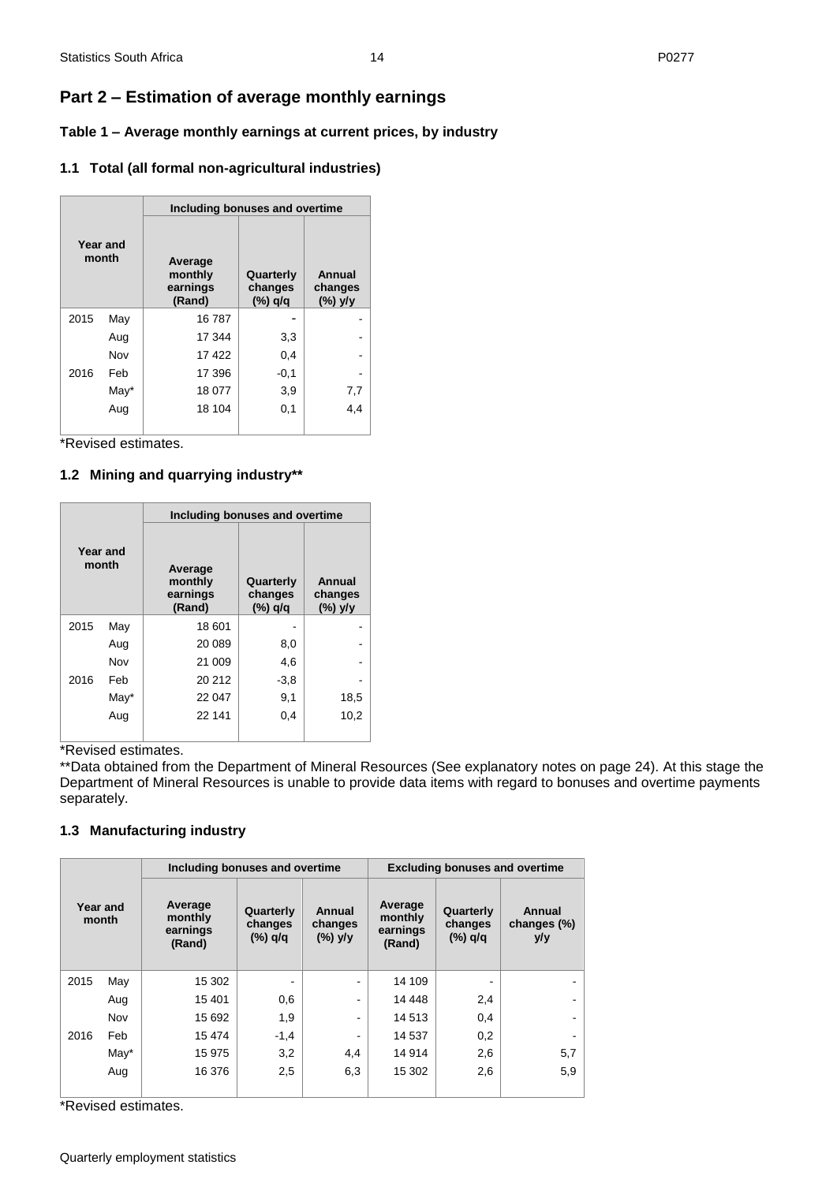## Part 2 – Estimation of average monthly earnings

### Table 1 – Average monthly earnings at current prices, by industry

#### 1.1 Total (all formal non-agricultural industries)

| Year and month | | Including bonuses and overtime | | |
|---|---|---|---|---|
| | | Average monthly earnings (Rand) | Quarterly changes (%) q/q | Annual changes (%) y/y |
| 2015 | May | 16 787 | - | - |
| | Aug | 17 344 | 3,3 | - |
| | Nov | 17 422 | 0,4 | - |
| 2016 | Feb | 17 396 | -0,1 | - |
| | May* | 18 077 | 3,9 | 7,7 |
| | Aug | 18 104 | 0,1 | 4,4 |

*Revised estimates.

#### 1.2 Mining and quarrying industry**

| Year and month | | Including bonuses and overtime | | |
|---|---|---|---|---|
| | | Average monthly earnings (Rand) | Quarterly changes (%) q/q | Annual changes (%) y/y |
| 2015 | May | 18 601 | - | - |
| | Aug | 20 089 | 8,0 | - |
| | Nov | 21 009 | 4,6 | - |
| 2016 | Feb | 20 212 | -3,8 | - |
| | May* | 22 047 | 9,1 | 18,5 |
| | Aug | 22 141 | 0,4 | 10,2 |

*Revised estimates.

**Data obtained from the Department of Mineral Resources (See explanatory notes on page 24). At this stage the Department of Mineral Resources is unable to provide data items with regard to bonuses and overtime payments separately.

#### 1.3 Manufacturing industry

| Year and month | | Including bonuses and overtime | | | Excluding bonuses and overtime | | |
|---|---|---|---|---|---|---|---|
| | | Average monthly earnings (Rand) | Quarterly changes (%) q/q | Annual changes (%) y/y | Average monthly earnings (Rand) | Quarterly changes (%) q/q | Annual changes (%) y/y |
| 2015 | May | 15 302 | - | - | 14 109 | - | - |
| | Aug | 15 401 | 0,6 | - | 14 448 | 2,4 | - |
| | Nov | 15 692 | 1,9 | - | 14 513 | 0,4 | - |
| 2016 | Feb | 15 474 | -1,4 | - | 14 537 | 0,2 | - |
| | May* | 15 975 | 3,2 | 4,4 | 14 914 | 2,6 | 5,7 |
| | Aug | 16 376 | 2,5 | 6,3 | 15 302 | 2,6 | 5,9 |

*Revised estimates.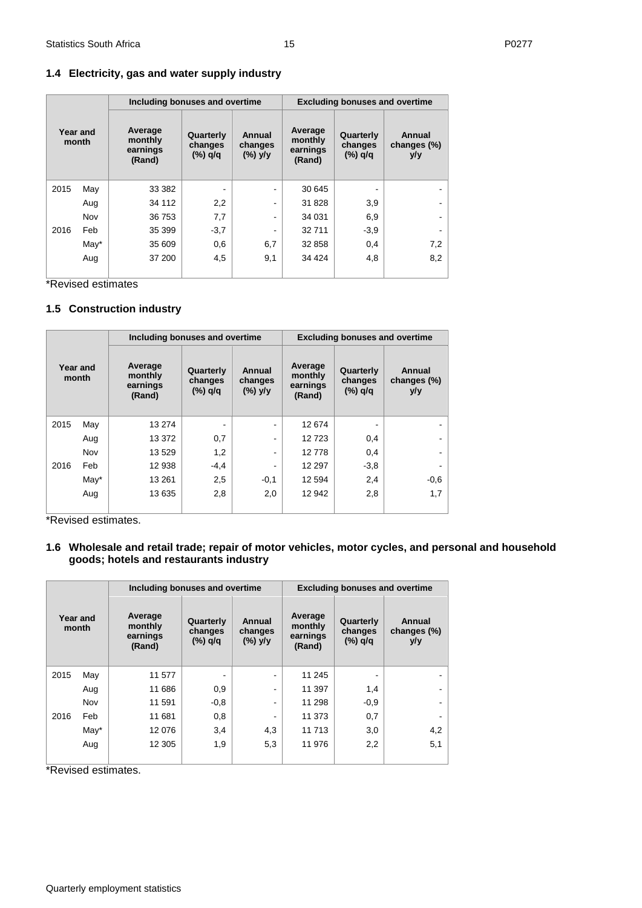### 1.4 Electricity, gas and water supply industry

| Year and month | | Including bonuses and overtime | | | Excluding bonuses and overtime | | |
|---|---|---|---|---|---|---|---|
| | | Average monthly earnings (Rand) | Quarterly changes (%) q/q | Annual changes (%) y/y | Average monthly earnings (Rand) | Quarterly changes (%) q/q | Annual changes (%) y/y |
| 2015 | May | 33 382 | - | - | 30 645 | - | - |
| | Aug | 34 112 | 2,2 | - | 31 828 | 3,9 | - |
| | Nov | 36 753 | 7,7 | - | 34 031 | 6,9 | - |
| 2016 | Feb | 35 399 | -3,7 | - | 32 711 | -3,9 | - |
| | May* | 35 609 | 0,6 | 6,7 | 32 858 | 0,4 | 7,2 |
| | Aug | 37 200 | 4,5 | 9,1 | 34 424 | 4,8 | 8,2 |

*Revised estimates

### 1.5 Construction industry

| Year and month | | Including bonuses and overtime | | | Excluding bonuses and overtime | | |
|---|---|---|---|---|---|---|---|
| | | Average monthly earnings (Rand) | Quarterly changes (%) q/q | Annual changes (%) y/y | Average monthly earnings (Rand) | Quarterly changes (%) q/q | Annual changes (%) y/y |
| 2015 | May | 13 274 | - | - | 12 674 | - | - |
| | Aug | 13 372 | 0,7 | - | 12 723 | 0,4 | - |
| | Nov | 13 529 | 1,2 | - | 12 778 | 0,4 | - |
| 2016 | Feb | 12 938 | -4,4 | - | 12 297 | -3,8 | - |
| | May* | 13 261 | 2,5 | -0,1 | 12 594 | 2,4 | -0,6 |
| | Aug | 13 635 | 2,8 | 2,0 | 12 942 | 2,8 | 1,7 |

*Revised estimates.

### 1.6 Wholesale and retail trade; repair of motor vehicles, motor cycles, and personal and household goods; hotels and restaurants industry

| Year and month | | Including bonuses and overtime | | | Excluding bonuses and overtime | | |
|---|---|---|---|---|---|---|---|
| | | Average monthly earnings (Rand) | Quarterly changes (%) q/q | Annual changes (%) y/y | Average monthly earnings (Rand) | Quarterly changes (%) q/q | Annual changes (%) y/y |
| 2015 | May | 11 577 | - | - | 11 245 | - | - |
| | Aug | 11 686 | 0,9 | - | 11 397 | 1,4 | - |
| | Nov | 11 591 | -0,8 | - | 11 298 | -0,9 | - |
| 2016 | Feb | 11 681 | 0,8 | - | 11 373 | 0,7 | - |
| | May* | 12 076 | 3,4 | 4,3 | 11 713 | 3,0 | 4,2 |
| | Aug | 12 305 | 1,9 | 5,3 | 11 976 | 2,2 | 5,1 |

*Revised estimates.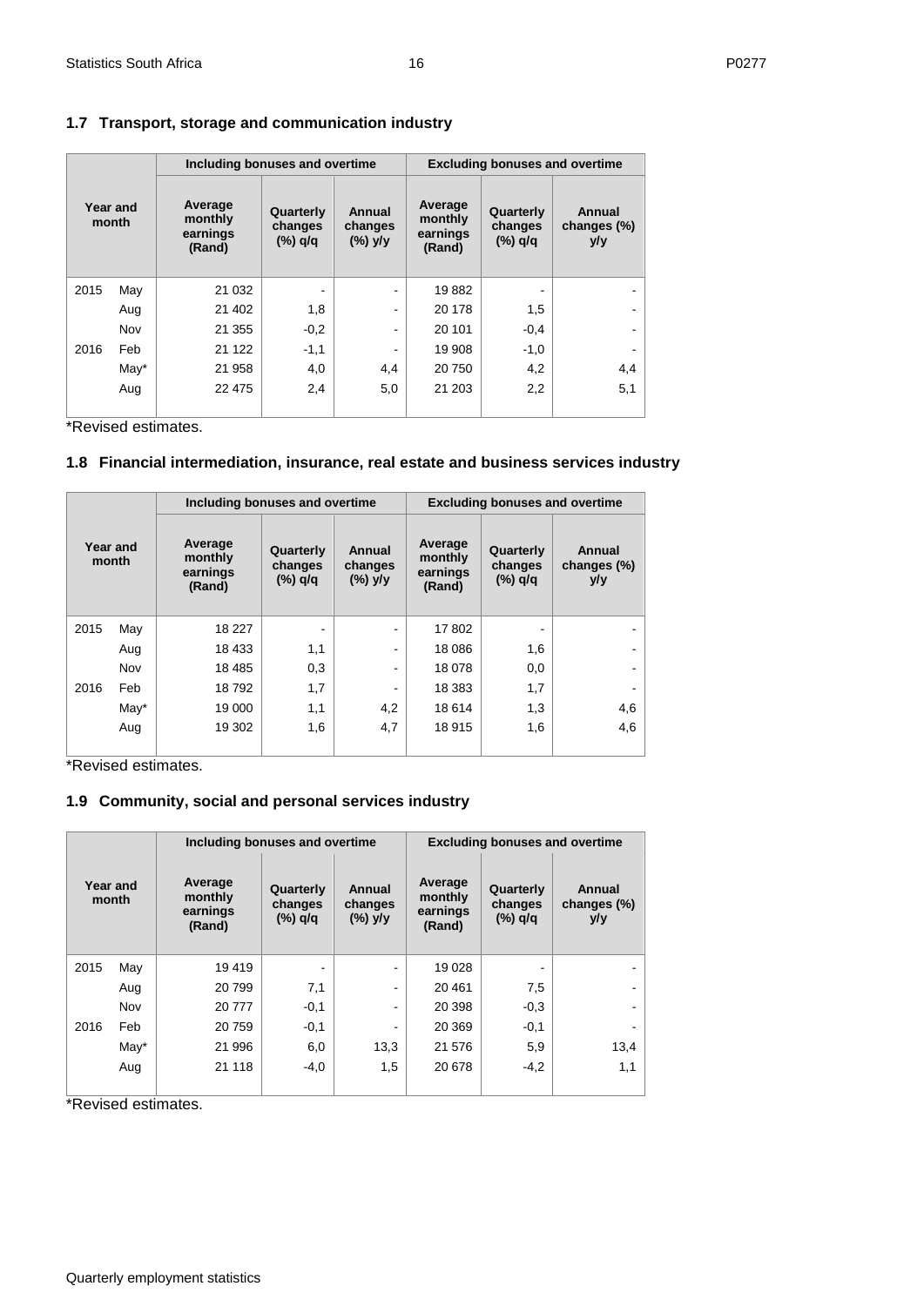## 1.7 Transport, storage and communication industry

| Year and month | | Including bonuses and overtime | | | Excluding bonuses and overtime | | |
|---|---|---|---|---|---|---|---|
| | | Average monthly earnings (Rand) | Quarterly changes (%) q/q | Annual changes (%) y/y | Average monthly earnings (Rand) | Quarterly changes (%) q/q | Annual changes (%) y/y |
| 2015 | May | 21 032 | - | - | 19 882 | - | - |
| | Aug | 21 402 | 1,8 | - | 20 178 | 1,5 | - |
| | Nov | 21 355 | -0,2 | - | 20 101 | -0,4 | - |
| 2016 | Feb | 21 122 | -1,1 | - | 19 908 | -1,0 | - |
| | May* | 21 958 | 4,0 | 4,4 | 20 750 | 4,2 | 4,4 |
| | Aug | 22 475 | 2,4 | 5,0 | 21 203 | 2,2 | 5,1 |

*Revised estimates.

## 1.8 Financial intermediation, insurance, real estate and business services industry

| Year and month | | Including bonuses and overtime | | | Excluding bonuses and overtime | | |
|---|---|---|---|---|---|---|---|
| | | Average monthly earnings (Rand) | Quarterly changes (%) q/q | Annual changes (%) y/y | Average monthly earnings (Rand) | Quarterly changes (%) q/q | Annual changes (%) y/y |
| 2015 | May | 18 227 | - | - | 17 802 | - | - |
| | Aug | 18 433 | 1,1 | - | 18 086 | 1,6 | - |
| | Nov | 18 485 | 0,3 | - | 18 078 | 0,0 | - |
| 2016 | Feb | 18 792 | 1,7 | - | 18 383 | 1,7 | - |
| | May* | 19 000 | 1,1 | 4,2 | 18 614 | 1,3 | 4,6 |
| | Aug | 19 302 | 1,6 | 4,7 | 18 915 | 1,6 | 4,6 |

*Revised estimates.

## 1.9 Community, social and personal services industry

| Year and month | | Including bonuses and overtime | | | Excluding bonuses and overtime | | |
|---|---|---|---|---|---|---|---|
| | | Average monthly earnings (Rand) | Quarterly changes (%) q/q | Annual changes (%) y/y | Average monthly earnings (Rand) | Quarterly changes (%) q/q | Annual changes (%) y/y |
| 2015 | May | 19 419 | - | - | 19 028 | - | - |
| | Aug | 20 799 | 7,1 | - | 20 461 | 7,5 | - |
| | Nov | 20 777 | -0,1 | - | 20 398 | -0,3 | - |
| 2016 | Feb | 20 759 | -0,1 | - | 20 369 | -0,1 | - |
| | May* | 21 996 | 6,0 | 13,3 | 21 576 | 5,9 | 13,4 |
| | Aug | 21 118 | -4,0 | 1,5 | 20 678 | -4,2 | 1,1 |

*Revised estimates.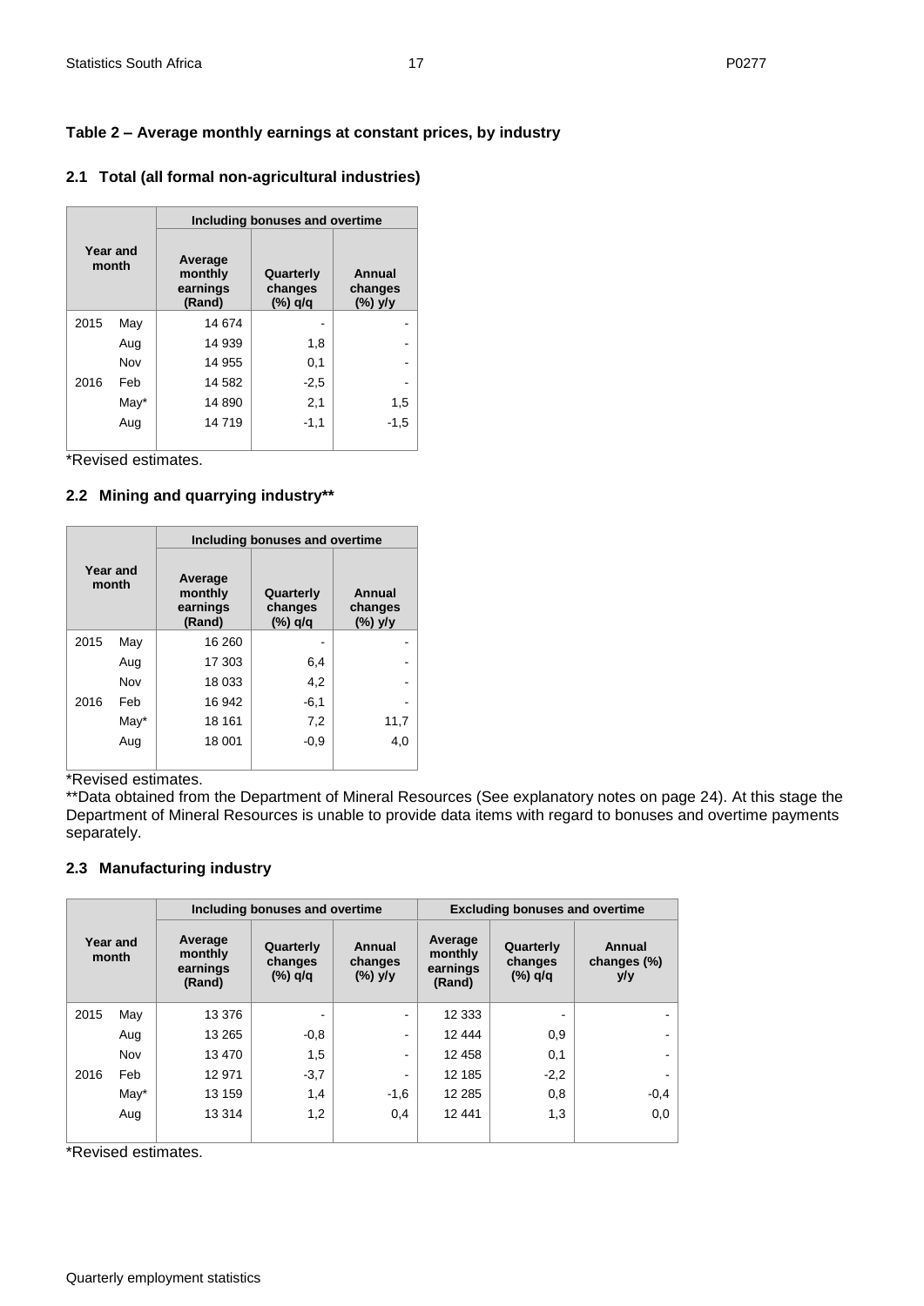## Table 2 – Average monthly earnings at constant prices, by industry

### 2.1 Total (all formal non-agricultural industries)

| Year and month | | Including bonuses and overtime | | |
|---|---|---|---|---|
| | | Average monthly earnings (Rand) | Quarterly changes (%) q/q | Annual changes (%) y/y |
| 2015 | May | 14 674 | - | - |
| | Aug | 14 939 | 1,8 | - |
| | Nov | 14 955 | 0,1 | - |
| 2016 | Feb | 14 582 | -2,5 | - |
| | May* | 14 890 | 2,1 | 1,5 |
| | Aug | 14 719 | -1,1 | -1,5 |

*Revised estimates.

### 2.2 Mining and quarrying industry**

| Year and month | | Including bonuses and overtime | | |
|---|---|---|---|---|
| | | Average monthly earnings (Rand) | Quarterly changes (%) q/q | Annual changes (%) y/y |
| 2015 | May | 16 260 | - | - |
| | Aug | 17 303 | 6,4 | - |
| | Nov | 18 033 | 4,2 | - |
| 2016 | Feb | 16 942 | -6,1 | - |
| | May* | 18 161 | 7,2 | 11,7 |
| | Aug | 18 001 | -0,9 | 4,0 |

*Revised estimates.

**Data obtained from the Department of Mineral Resources (See explanatory notes on page 24). At this stage the Department of Mineral Resources is unable to provide data items with regard to bonuses and overtime payments separately.

### 2.3 Manufacturing industry

| Year and month | | Including bonuses and overtime | | | Excluding bonuses and overtime | | |
|---|---|---|---|---|---|---|---|
| | | Average monthly earnings (Rand) | Quarterly changes (%) q/q | Annual changes (%) y/y | Average monthly earnings (Rand) | Quarterly changes (%) q/q | Annual changes (%) y/y |
| 2015 | May | 13 376 | - | - | 12 333 | - | - |
| | Aug | 13 265 | -0,8 | - | 12 444 | 0,9 | - |
| | Nov | 13 470 | 1,5 | - | 12 458 | 0,1 | - |
| 2016 | Feb | 12 971 | -3,7 | - | 12 185 | -2,2 | - |
| | May* | 13 159 | 1,4 | -1,6 | 12 285 | 0,8 | -0,4 |
| | Aug | 13 314 | 1,2 | 0,4 | 12 441 | 1,3 | 0,0 |

*Revised estimates.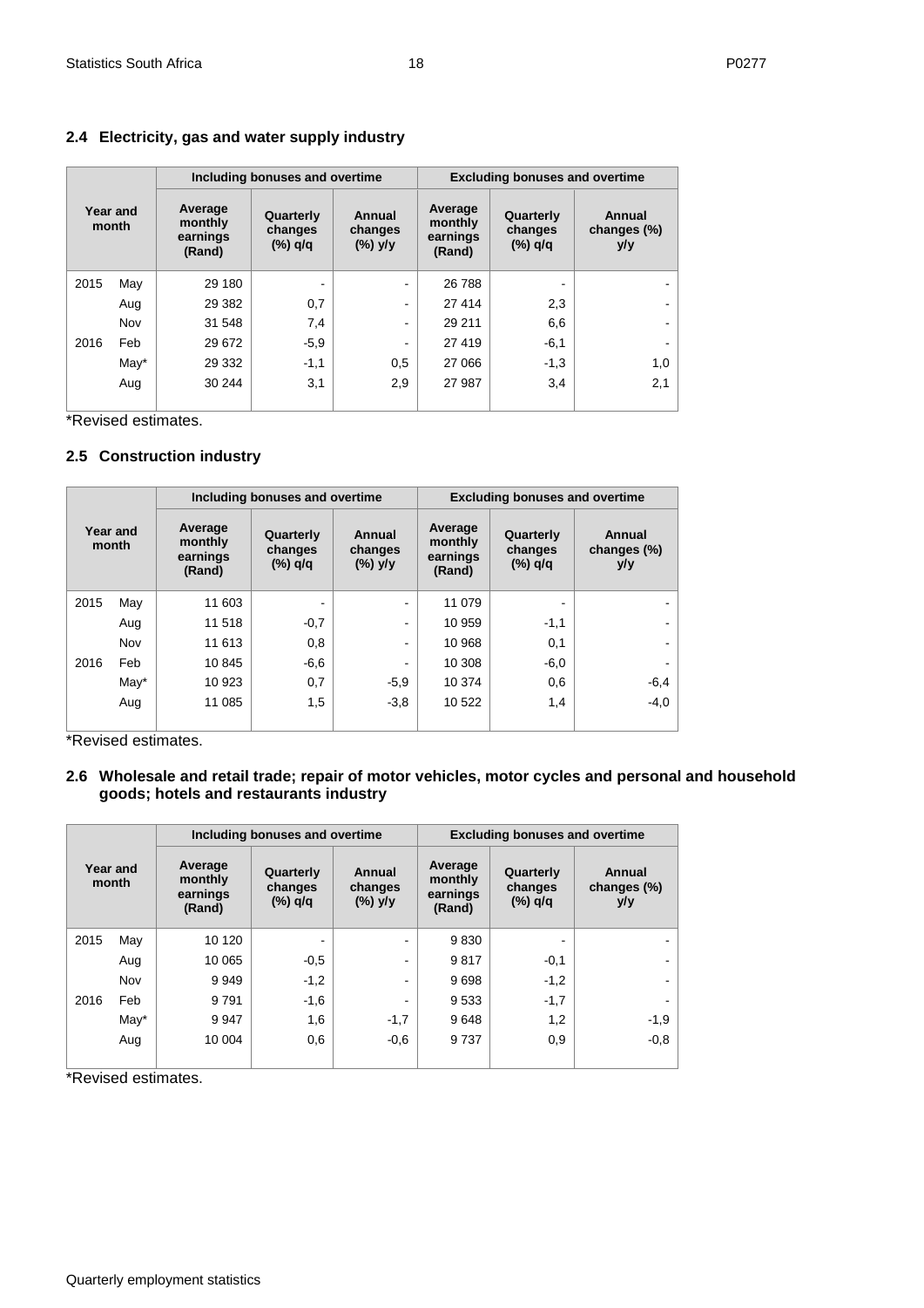### 2.4 Electricity, gas and water supply industry

| Year and month | | Including bonuses and overtime | | | Excluding bonuses and overtime | | |
|---|---|---|---|---|---|---|---|
| | | Average monthly earnings (Rand) | Quarterly changes (%) q/q | Annual changes (%) y/y | Average monthly earnings (Rand) | Quarterly changes (%) q/q | Annual changes (%) y/y |
| 2015 | May | 29 180 | - | - | 26 788 | - | - |
| | Aug | 29 382 | 0,7 | - | 27 414 | 2,3 | - |
| | Nov | 31 548 | 7,4 | - | 29 211 | 6,6 | - |
| 2016 | Feb | 29 672 | -5,9 | - | 27 419 | -6,1 | - |
| | May* | 29 332 | -1,1 | 0,5 | 27 066 | -1,3 | 1,0 |
| | Aug | 30 244 | 3,1 | 2,9 | 27 987 | 3,4 | 2,1 |

*Revised estimates.

### 2.5 Construction industry

| Year and month | | Including bonuses and overtime | | | Excluding bonuses and overtime | | |
|---|---|---|---|---|---|---|---|
| | | Average monthly earnings (Rand) | Quarterly changes (%) q/q | Annual changes (%) y/y | Average monthly earnings (Rand) | Quarterly changes (%) q/q | Annual changes (%) y/y |
| 2015 | May | 11 603 | - | - | 11 079 | - | - |
| | Aug | 11 518 | -0,7 | - | 10 959 | -1,1 | - |
| | Nov | 11 613 | 0,8 | - | 10 968 | 0,1 | - |
| 2016 | Feb | 10 845 | -6,6 | - | 10 308 | -6,0 | - |
| | May* | 10 923 | 0,7 | -5,9 | 10 374 | 0,6 | -6,4 |
| | Aug | 11 085 | 1,5 | -3,8 | 10 522 | 1,4 | -4,0 |

*Revised estimates.

### 2.6 Wholesale and retail trade; repair of motor vehicles, motor cycles and personal and household goods; hotels and restaurants industry

| Year and month | | Including bonuses and overtime | | | Excluding bonuses and overtime | | |
|---|---|---|---|---|---|---|---|
| | | Average monthly earnings (Rand) | Quarterly changes (%) q/q | Annual changes (%) y/y | Average monthly earnings (Rand) | Quarterly changes (%) q/q | Annual changes (%) y/y |
| 2015 | May | 10 120 | - | - | 9 830 | - | - |
| | Aug | 10 065 | -0,5 | - | 9 817 | -0,1 | - |
| | Nov | 9 949 | -1,2 | - | 9 698 | -1,2 | - |
| 2016 | Feb | 9 791 | -1,6 | - | 9 533 | -1,7 | - |
| | May* | 9 947 | 1,6 | -1,7 | 9 648 | 1,2 | -1,9 |
| | Aug | 10 004 | 0,6 | -0,6 | 9 737 | 0,9 | -0,8 |

*Revised estimates.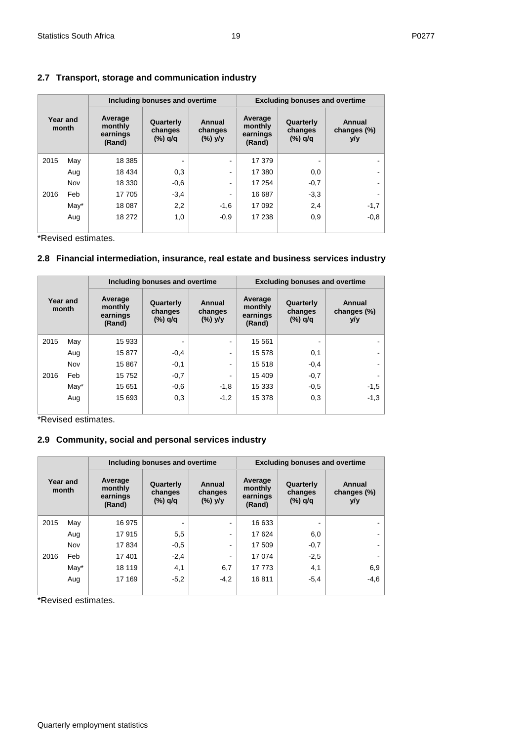## 2.7 Transport, storage and communication industry

| Year and month | | Including bonuses and overtime | | | Excluding bonuses and overtime | | |
|---|---|---|---|---|---|---|---|
| | | Average monthly earnings (Rand) | Quarterly changes (%) q/q | Annual changes (%) y/y | Average monthly earnings (Rand) | Quarterly changes (%) q/q | Annual changes (%) y/y |
| 2015 | May | 18 385 | - | - | 17 379 | - | - |
| | Aug | 18 434 | 0,3 | - | 17 380 | 0,0 | - |
| | Nov | 18 330 | -0,6 | - | 17 254 | -0,7 | - |
| 2016 | Feb | 17 705 | -3,4 | - | 16 687 | -3,3 | - |
| | May* | 18 087 | 2,2 | -1,6 | 17 092 | 2,4 | -1,7 |
| | Aug | 18 272 | 1,0 | -0,9 | 17 238 | 0,9 | -0,8 |

*Revised estimates.

## 2.8 Financial intermediation, insurance, real estate and business services industry

| Year and month | | Including bonuses and overtime | | | Excluding bonuses and overtime | | |
|---|---|---|---|---|---|---|---|
| | | Average monthly earnings (Rand) | Quarterly changes (%) q/q | Annual changes (%) y/y | Average monthly earnings (Rand) | Quarterly changes (%) q/q | Annual changes (%) y/y |
| 2015 | May | 15 933 | - | - | 15 561 | - | - |
| | Aug | 15 877 | -0,4 | - | 15 578 | 0,1 | - |
| | Nov | 15 867 | -0,1 | - | 15 518 | -0,4 | - |
| 2016 | Feb | 15 752 | -0,7 | - | 15 409 | -0,7 | - |
| | May* | 15 651 | -0,6 | -1,8 | 15 333 | -0,5 | -1,5 |
| | Aug | 15 693 | 0,3 | -1,2 | 15 378 | 0,3 | -1,3 |

*Revised estimates.

## 2.9 Community, social and personal services industry

| Year and month | | Including bonuses and overtime | | | Excluding bonuses and overtime | | |
|---|---|---|---|---|---|---|---|
| | | Average monthly earnings (Rand) | Quarterly changes (%) q/q | Annual changes (%) y/y | Average monthly earnings (Rand) | Quarterly changes (%) q/q | Annual changes (%) y/y |
| 2015 | May | 16 975 | - | - | 16 633 | - | - |
| | Aug | 17 915 | 5,5 | - | 17 624 | 6,0 | - |
| | Nov | 17 834 | -0,5 | - | 17 509 | -0,7 | - |
| 2016 | Feb | 17 401 | -2,4 | - | 17 074 | -2,5 | - |
| | May* | 18 119 | 4,1 | 6,7 | 17 773 | 4,1 | 6,9 |
| | Aug | 17 169 | -5,2 | -4,2 | 16 811 | -5,4 | -4,6 |

*Revised estimates.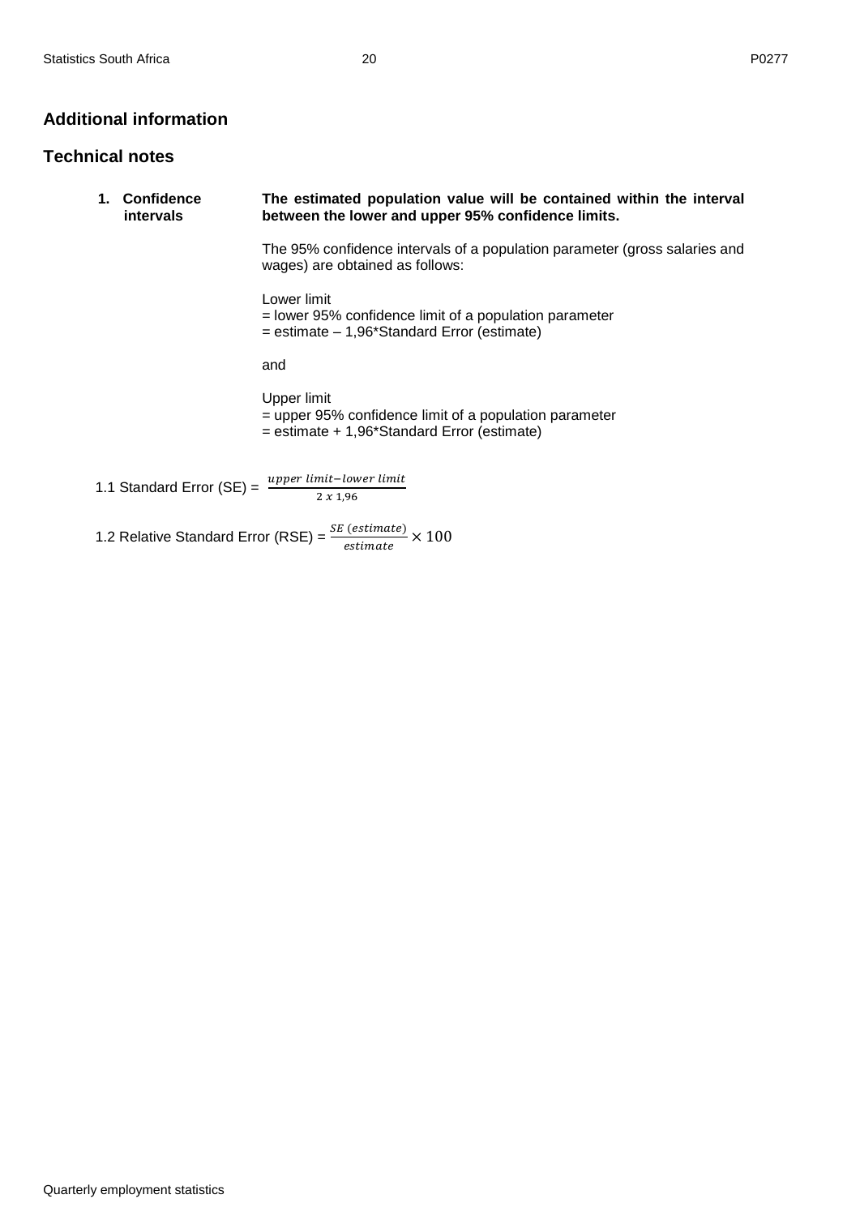## Additional information

## Technical notes

**1. Confidence intervals**

**The estimated population value will be contained within the interval between the lower and upper 95% confidence limits.**

The 95% confidence intervals of a population parameter (gross salaries and wages) are obtained as follows:

Lower limit
= lower 95% confidence limit of a population parameter
= estimate – 1,96*Standard Error (estimate)

and

Upper limit
= upper 95% confidence limit of a population parameter
= estimate + 1,96*Standard Error (estimate)

1.1 Standard Error (SE) = $\frac{upper\ limit - lower\ limit}{2\ x\ 1{,}96}$

1.2 Relative Standard Error (RSE) = $\frac{SE\ (estimate)}{estimate} \times 100$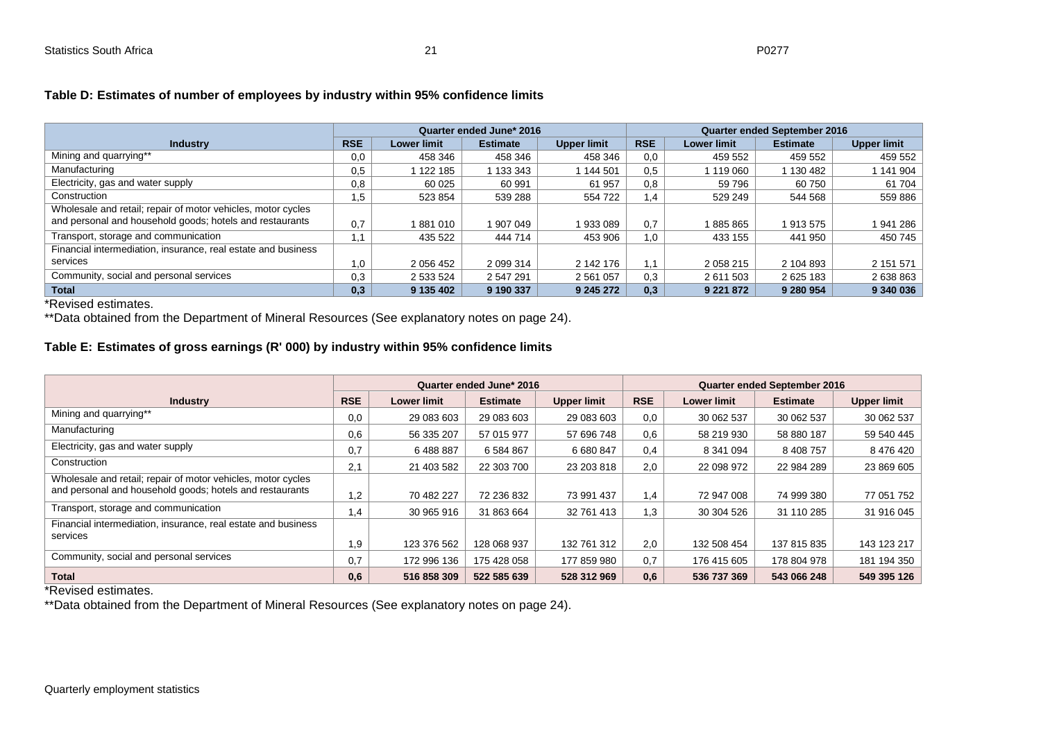### Table D: Estimates of number of employees by industry within 95% confidence limits

| Industry | Quarter ended June* 2016 | | | | Quarter ended September 2016 | | | |
|---|---|---|---|---|---|---|---|---|
| | RSE | Lower limit | Estimate | Upper limit | RSE | Lower limit | Estimate | Upper limit |
| Mining and quarrying** | 0,0 | 458 346 | 458 346 | 458 346 | 0,0 | 459 552 | 459 552 | 459 552 |
| Manufacturing | 0,5 | 1 122 185 | 1 133 343 | 1 144 501 | 0,5 | 1 119 060 | 1 130 482 | 1 141 904 |
| Electricity, gas and water supply | 0,8 | 60 025 | 60 991 | 61 957 | 0,8 | 59 796 | 60 750 | 61 704 |
| Construction | 1,5 | 523 854 | 539 288 | 554 722 | 1,4 | 529 249 | 544 568 | 559 886 |
| Wholesale and retail; repair of motor vehicles, motor cycles and personal and household goods; hotels and restaurants | 0,7 | 1 881 010 | 1 907 049 | 1 933 089 | 0,7 | 1 885 865 | 1 913 575 | 1 941 286 |
| Transport, storage and communication | 1,1 | 435 522 | 444 714 | 453 906 | 1,0 | 433 155 | 441 950 | 450 745 |
| Financial intermediation, insurance, real estate and business services | 1,0 | 2 056 452 | 2 099 314 | 2 142 176 | 1,1 | 2 058 215 | 2 104 893 | 2 151 571 |
| Community, social and personal services | 0,3 | 2 533 524 | 2 547 291 | 2 561 057 | 0,3 | 2 611 503 | 2 625 183 | 2 638 863 |
| **Total** | **0,3** | **9 135 402** | **9 190 337** | **9 245 272** | **0,3** | **9 221 872** | **9 280 954** | **9 340 036** |

*Revised estimates.

**Data obtained from the Department of Mineral Resources (See explanatory notes on page 24).

### Table E: Estimates of gross earnings (R' 000) by industry within 95% confidence limits

| Industry | Quarter ended June* 2016 | | | | Quarter ended September 2016 | | | |
|---|---|---|---|---|---|---|---|---|
| | RSE | Lower limit | Estimate | Upper limit | RSE | Lower limit | Estimate | Upper limit |
| Mining and quarrying** | 0,0 | 29 083 603 | 29 083 603 | 29 083 603 | 0,0 | 30 062 537 | 30 062 537 | 30 062 537 |
| Manufacturing | 0,6 | 56 335 207 | 57 015 977 | 57 696 748 | 0,6 | 58 219 930 | 58 880 187 | 59 540 445 |
| Electricity, gas and water supply | 0,7 | 6 488 887 | 6 584 867 | 6 680 847 | 0,4 | 8 341 094 | 8 408 757 | 8 476 420 |
| Construction | 2,1 | 21 403 582 | 22 303 700 | 23 203 818 | 2,0 | 22 098 972 | 22 984 289 | 23 869 605 |
| Wholesale and retail; repair of motor vehicles, motor cycles and personal and household goods; hotels and restaurants | 1,2 | 70 482 227 | 72 236 832 | 73 991 437 | 1,4 | 72 947 008 | 74 999 380 | 77 051 752 |
| Transport, storage and communication | 1,4 | 30 965 916 | 31 863 664 | 32 761 413 | 1,3 | 30 304 526 | 31 110 285 | 31 916 045 |
| Financial intermediation, insurance, real estate and business services | 1,9 | 123 376 562 | 128 068 937 | 132 761 312 | 2,0 | 132 508 454 | 137 815 835 | 143 123 217 |
| Community, social and personal services | 0,7 | 172 996 136 | 175 428 058 | 177 859 980 | 0,7 | 176 415 605 | 178 804 978 | 181 194 350 |
| **Total** | **0,6** | **516 858 309** | **522 585 639** | **528 312 969** | **0,6** | **536 737 369** | **543 066 248** | **549 395 126** |

*Revised estimates.

**Data obtained from the Department of Mineral Resources (See explanatory notes on page 24).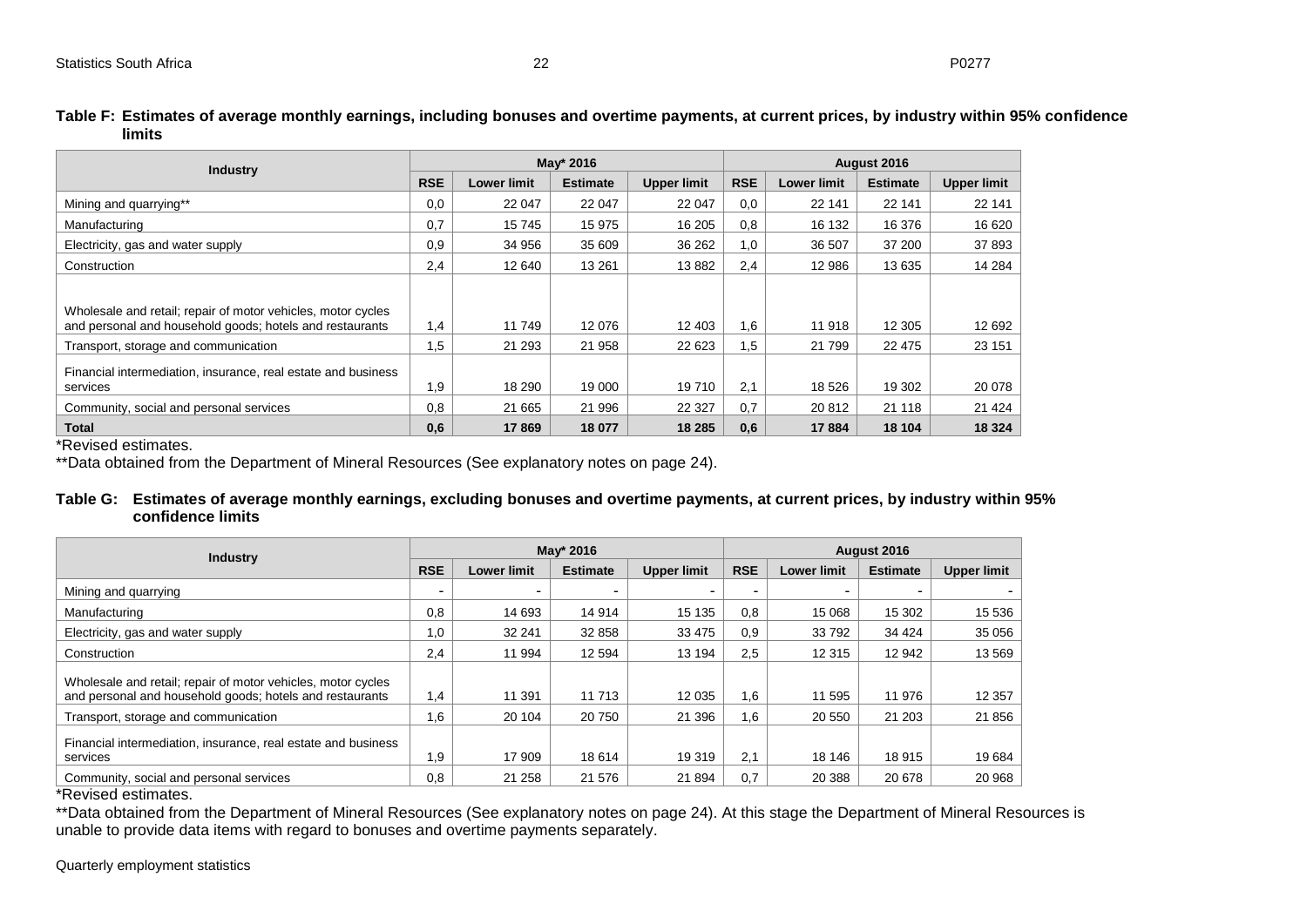**Table F: Estimates of average monthly earnings, including bonuses and overtime payments, at current prices, by industry within 95% confidence limits**

| Industry | May* 2016 | | | | August 2016 | | | |
|---|---|---|---|---|---|---|---|---|
| | RSE | Lower limit | Estimate | Upper limit | RSE | Lower limit | Estimate | Upper limit |
| Mining and quarrying** | 0,0 | 22 047 | 22 047 | 22 047 | 0,0 | 22 141 | 22 141 | 22 141 |
| Manufacturing | 0,7 | 15 745 | 15 975 | 16 205 | 0,8 | 16 132 | 16 376 | 16 620 |
| Electricity, gas and water supply | 0,9 | 34 956 | 35 609 | 36 262 | 1,0 | 36 507 | 37 200 | 37 893 |
| Construction | 2,4 | 12 640 | 13 261 | 13 882 | 2,4 | 12 986 | 13 635 | 14 284 |
| Wholesale and retail; repair of motor vehicles, motor cycles and personal and household goods; hotels and restaurants | 1,4 | 11 749 | 12 076 | 12 403 | 1,6 | 11 918 | 12 305 | 12 692 |
| Transport, storage and communication | 1,5 | 21 293 | 21 958 | 22 623 | 1,5 | 21 799 | 22 475 | 23 151 |
| Financial intermediation, insurance, real estate and business services | 1,9 | 18 290 | 19 000 | 19 710 | 2,1 | 18 526 | 19 302 | 20 078 |
| Community, social and personal services | 0,8 | 21 665 | 21 996 | 22 327 | 0,7 | 20 812 | 21 118 | 21 424 |
| **Total** | **0,6** | **17 869** | **18 077** | **18 285** | **0,6** | **17 884** | **18 104** | **18 324** |

*Revised estimates.

**Data obtained from the Department of Mineral Resources (See explanatory notes on page 24).

**Table G: Estimates of average monthly earnings, excluding bonuses and overtime payments, at current prices, by industry within 95% confidence limits**

| Industry | May* 2016 | | | | August 2016 | | | |
|---|---|---|---|---|---|---|---|---|
| | RSE | Lower limit | Estimate | Upper limit | RSE | Lower limit | Estimate | Upper limit |
| Mining and quarrying | - | - | - | - | - | - | - | - |
| Manufacturing | 0,8 | 14 693 | 14 914 | 15 135 | 0,8 | 15 068 | 15 302 | 15 536 |
| Electricity, gas and water supply | 1,0 | 32 241 | 32 858 | 33 475 | 0,9 | 33 792 | 34 424 | 35 056 |
| Construction | 2,4 | 11 994 | 12 594 | 13 194 | 2,5 | 12 315 | 12 942 | 13 569 |
| Wholesale and retail; repair of motor vehicles, motor cycles and personal and household goods; hotels and restaurants | 1,4 | 11 391 | 11 713 | 12 035 | 1,6 | 11 595 | 11 976 | 12 357 |
| Transport, storage and communication | 1,6 | 20 104 | 20 750 | 21 396 | 1,6 | 20 550 | 21 203 | 21 856 |
| Financial intermediation, insurance, real estate and business services | 1,9 | 17 909 | 18 614 | 19 319 | 2,1 | 18 146 | 18 915 | 19 684 |
| Community, social and personal services | 0,8 | 21 258 | 21 576 | 21 894 | 0,7 | 20 388 | 20 678 | 20 968 |

*Revised estimates.

**Data obtained from the Department of Mineral Resources (See explanatory notes on page 24). At this stage the Department of Mineral Resources is unable to provide data items with regard to bonuses and overtime payments separately.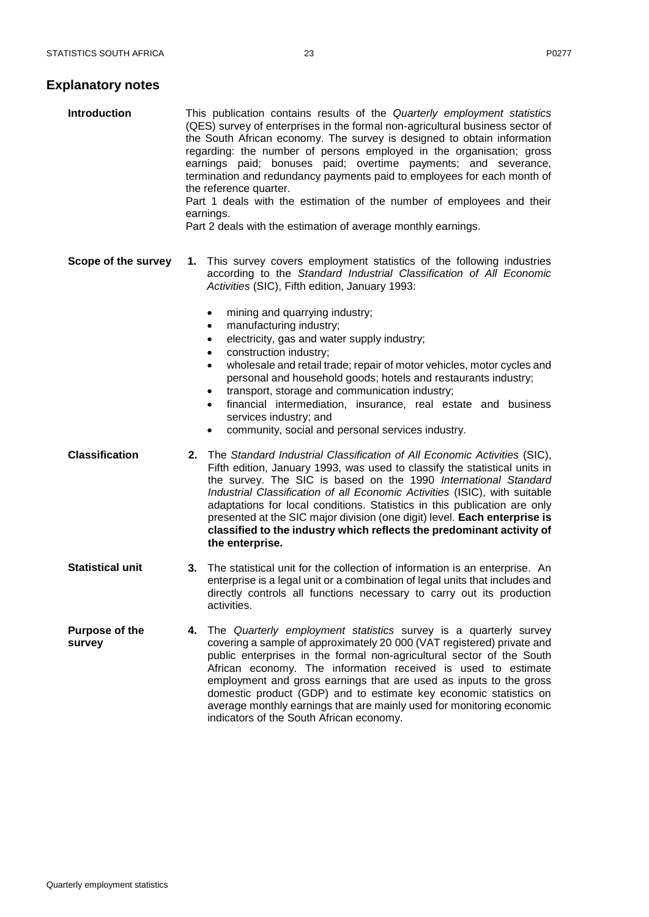## Explanatory notes

**Introduction**

This publication contains results of the *Quarterly employment statistics* (QES) survey of enterprises in the formal non-agricultural business sector of the South African economy. The survey is designed to obtain information regarding: the number of persons employed in the organisation; gross earnings paid; bonuses paid; overtime payments; and severance, termination and redundancy payments paid to employees for each month of the reference quarter.
Part 1 deals with the estimation of the number of employees and their earnings.
Part 2 deals with the estimation of average monthly earnings.

**Scope of the survey**

**1.** This survey covers employment statistics of the following industries according to the *Standard Industrial Classification of All Economic Activities* (SIC), Fifth edition, January 1993:

- mining and quarrying industry;
- manufacturing industry;
- electricity, gas and water supply industry;
- construction industry;
- wholesale and retail trade; repair of motor vehicles, motor cycles and personal and household goods; hotels and restaurants industry;
- transport, storage and communication industry;
- financial intermediation, insurance, real estate and business services industry; and
- community, social and personal services industry.

**Classification**

**2.** The *Standard Industrial Classification of All Economic Activities* (SIC), Fifth edition, January 1993, was used to classify the statistical units in the survey. The SIC is based on the 1990 *International Standard Industrial Classification of all Economic Activities* (ISIC), with suitable adaptations for local conditions. Statistics in this publication are only presented at the SIC major division (one digit) level. **Each enterprise is classified to the industry which reflects the predominant activity of the enterprise.**

**Statistical unit**

**3.** The statistical unit for the collection of information is an enterprise. An enterprise is a legal unit or a combination of legal units that includes and directly controls all functions necessary to carry out its production activities.

**Purpose of the survey**

**4.** The *Quarterly employment statistics* survey is a quarterly survey covering a sample of approximately 20 000 (VAT registered) private and public enterprises in the formal non-agricultural sector of the South African economy. The information received is used to estimate employment and gross earnings that are used as inputs to the gross domestic product (GDP) and to estimate key economic statistics on average monthly earnings that are mainly used for monitoring economic indicators of the South African economy.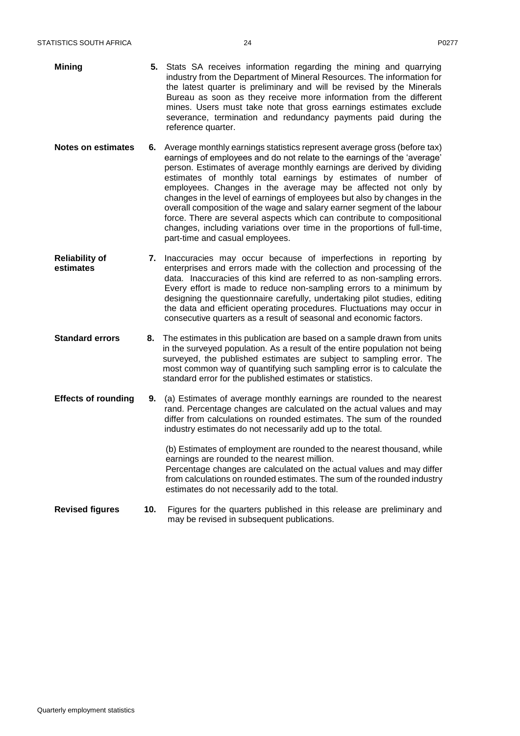**Mining**

**5.** Stats SA receives information regarding the mining and quarrying industry from the Department of Mineral Resources. The information for the latest quarter is preliminary and will be revised by the Minerals Bureau as soon as they receive more information from the different mines. Users must take note that gross earnings estimates exclude severance, termination and redundancy payments paid during the reference quarter.

**Notes on estimates**

**6.** Average monthly earnings statistics represent average gross (before tax) earnings of employees and do not relate to the earnings of the 'average' person. Estimates of average monthly earnings are derived by dividing estimates of monthly total earnings by estimates of number of employees. Changes in the average may be affected not only by changes in the level of earnings of employees but also by changes in the overall composition of the wage and salary earner segment of the labour force. There are several aspects which can contribute to compositional changes, including variations over time in the proportions of full-time, part-time and casual employees.

**Reliability of estimates**

**7.** Inaccuracies may occur because of imperfections in reporting by enterprises and errors made with the collection and processing of the data. Inaccuracies of this kind are referred to as non-sampling errors. Every effort is made to reduce non-sampling errors to a minimum by designing the questionnaire carefully, undertaking pilot studies, editing the data and efficient operating procedures. Fluctuations may occur in consecutive quarters as a result of seasonal and economic factors.

**Standard errors**

**8.** The estimates in this publication are based on a sample drawn from units in the surveyed population. As a result of the entire population not being surveyed, the published estimates are subject to sampling error. The most common way of quantifying such sampling error is to calculate the standard error for the published estimates or statistics.

**Effects of rounding**

**9.** (a) Estimates of average monthly earnings are rounded to the nearest rand. Percentage changes are calculated on the actual values and may differ from calculations on rounded estimates. The sum of the rounded industry estimates do not necessarily add up to the total.

(b) Estimates of employment are rounded to the nearest thousand, while earnings are rounded to the nearest million.
Percentage changes are calculated on the actual values and may differ from calculations on rounded estimates. The sum of the rounded industry estimates do not necessarily add to the total.

**Revised figures**

**10.** Figures for the quarters published in this release are preliminary and may be revised in subsequent publications.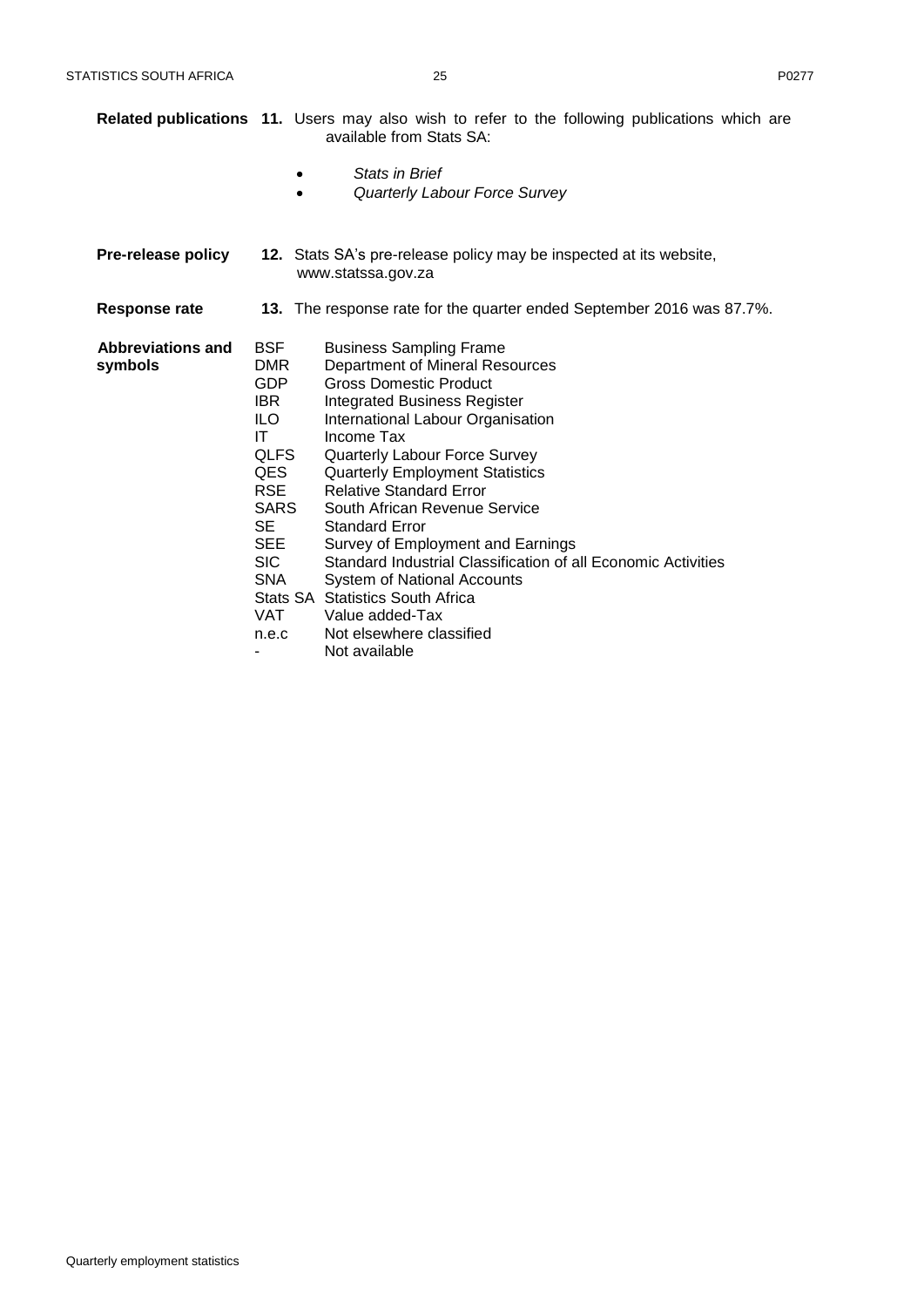**Related publications** **11.** Users may also wish to refer to the following publications which are available from Stats SA:

- *Stats in Brief*
- *Quarterly Labour Force Survey*

**Pre-release policy** **12.** Stats SA's pre-release policy may be inspected at its website, www.statssa.gov.za

**Response rate** **13.** The response rate for the quarter ended September 2016 was 87.7%.

**Abbreviations and symbols**

| | |
|---|---|
| BSF | Business Sampling Frame |
| DMR | Department of Mineral Resources |
| GDP | Gross Domestic Product |
| IBR | Integrated Business Register |
| ILO | International Labour Organisation |
| IT | Income Tax |
| QLFS | Quarterly Labour Force Survey |
| QES | Quarterly Employment Statistics |
| RSE | Relative Standard Error |
| SARS | South African Revenue Service |
| SE | Standard Error |
| SEE | Survey of Employment and Earnings |
| SIC | Standard Industrial Classification of all Economic Activities |
| SNA | System of National Accounts |
| Stats SA | Statistics South Africa |
| VAT | Value added-Tax |
| n.e.c | Not elsewhere classified |
| - | Not available |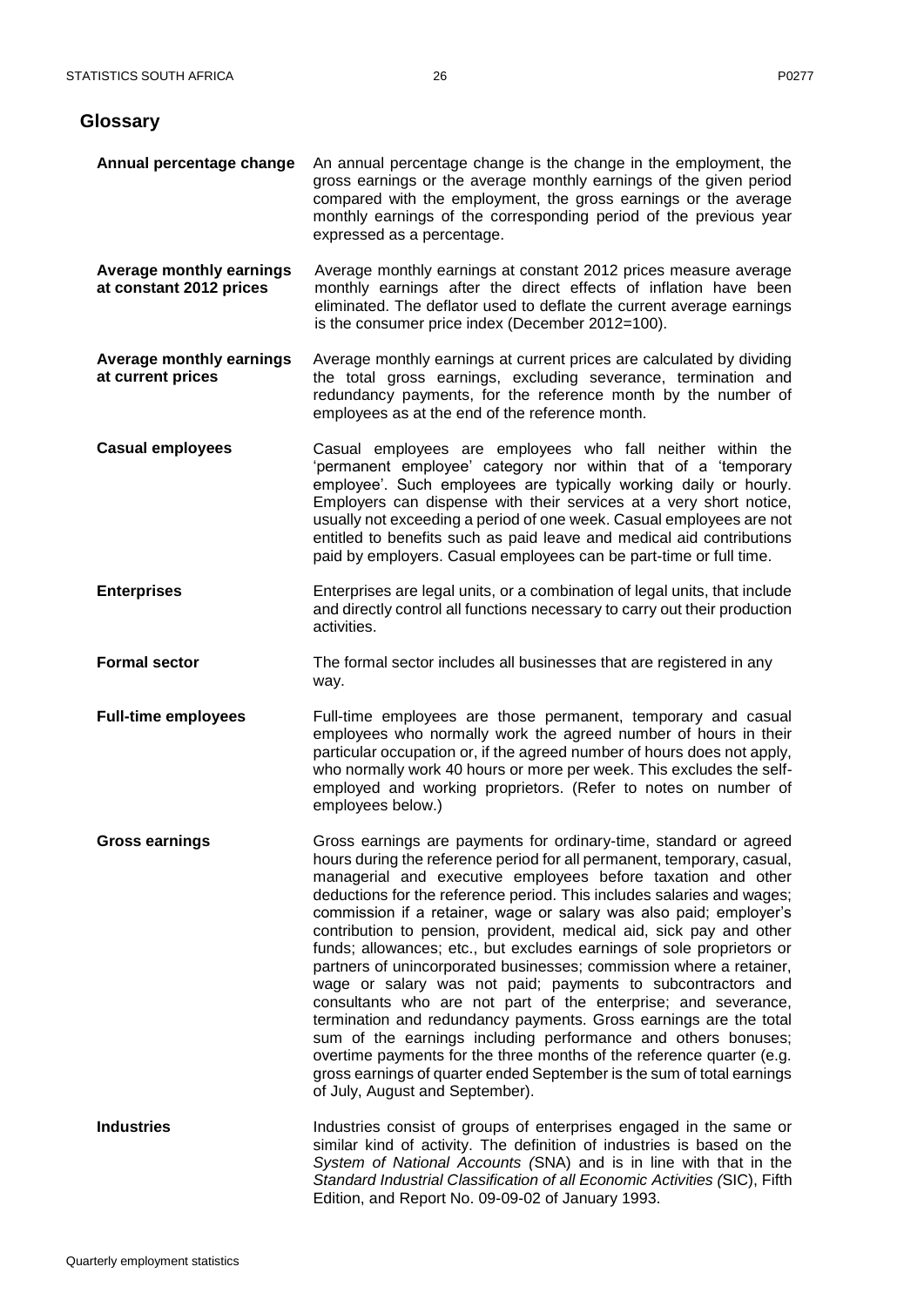## Glossary

**Annual percentage change** An annual percentage change is the change in the employment, the gross earnings or the average monthly earnings of the given period compared with the employment, the gross earnings or the average monthly earnings of the corresponding period of the previous year expressed as a percentage.

**Average monthly earnings at constant 2012 prices** Average monthly earnings at constant 2012 prices measure average monthly earnings after the direct effects of inflation have been eliminated. The deflator used to deflate the current average earnings is the consumer price index (December 2012=100).

**Average monthly earnings at current prices** Average monthly earnings at current prices are calculated by dividing the total gross earnings, excluding severance, termination and redundancy payments, for the reference month by the number of employees as at the end of the reference month.

**Casual employees** Casual employees are employees who fall neither within the 'permanent employee' category nor within that of a 'temporary employee'. Such employees are typically working daily or hourly. Employers can dispense with their services at a very short notice, usually not exceeding a period of one week. Casual employees are not entitled to benefits such as paid leave and medical aid contributions paid by employers. Casual employees can be part-time or full time.

**Enterprises** Enterprises are legal units, or a combination of legal units, that include and directly control all functions necessary to carry out their production activities.

**Formal sector** The formal sector includes all businesses that are registered in any way.

**Full-time employees** Full-time employees are those permanent, temporary and casual employees who normally work the agreed number of hours in their particular occupation or, if the agreed number of hours does not apply, who normally work 40 hours or more per week. This excludes the self-employed and working proprietors. (Refer to notes on number of employees below.)

**Gross earnings** Gross earnings are payments for ordinary-time, standard or agreed hours during the reference period for all permanent, temporary, casual, managerial and executive employees before taxation and other deductions for the reference period. This includes salaries and wages; commission if a retainer, wage or salary was also paid; employer's contribution to pension, provident, medical aid, sick pay and other funds; allowances; etc., but excludes earnings of sole proprietors or partners of unincorporated businesses; commission where a retainer, wage or salary was not paid; payments to subcontractors and consultants who are not part of the enterprise; and severance, termination and redundancy payments. Gross earnings are the total sum of the earnings including performance and others bonuses; overtime payments for the three months of the reference quarter (e.g. gross earnings of quarter ended September is the sum of total earnings of July, August and September).

**Industries** Industries consist of groups of enterprises engaged in the same or similar kind of activity. The definition of industries is based on the *System of National Accounts (*SNA) and is in line with that in the *Standard Industrial Classification of all Economic Activities (*SIC), Fifth Edition, and Report No. 09-09-02 of January 1993.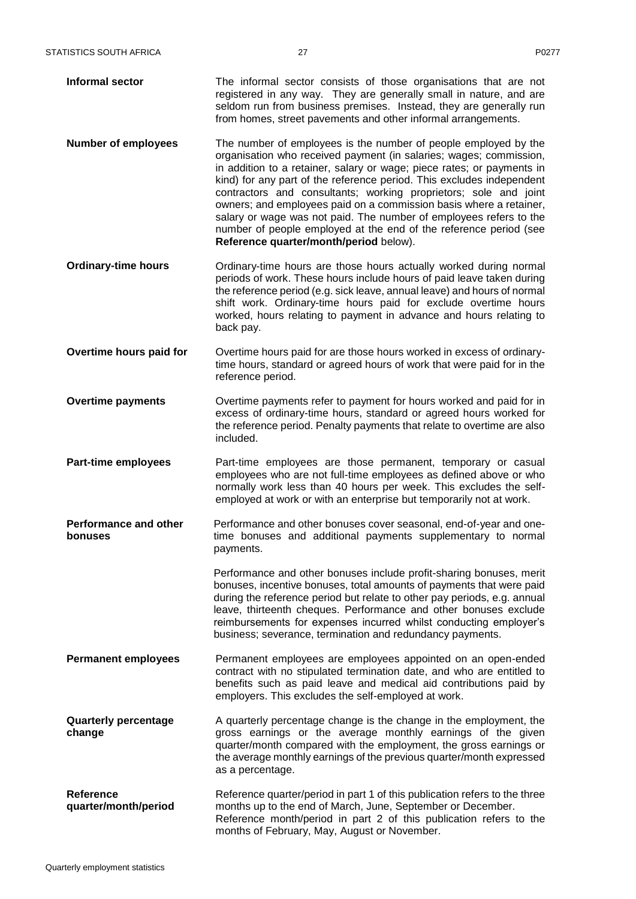**Informal sector** The informal sector consists of those organisations that are not registered in any way. They are generally small in nature, and are seldom run from business premises. Instead, they are generally run from homes, street pavements and other informal arrangements.

**Number of employees** The number of employees is the number of people employed by the organisation who received payment (in salaries; wages; commission, in addition to a retainer, salary or wage; piece rates; or payments in kind) for any part of the reference period. This excludes independent contractors and consultants; working proprietors; sole and joint owners; and employees paid on a commission basis where a retainer, salary or wage was not paid. The number of employees refers to the number of people employed at the end of the reference period (see **Reference quarter/month/period** below).

**Ordinary-time hours** Ordinary-time hours are those hours actually worked during normal periods of work. These hours include hours of paid leave taken during the reference period (e.g. sick leave, annual leave) and hours of normal shift work. Ordinary-time hours paid for exclude overtime hours worked, hours relating to payment in advance and hours relating to back pay.

**Overtime hours paid for** Overtime hours paid for are those hours worked in excess of ordinary-time hours, standard or agreed hours of work that were paid for in the reference period.

**Overtime payments** Overtime payments refer to payment for hours worked and paid for in excess of ordinary-time hours, standard or agreed hours worked for the reference period. Penalty payments that relate to overtime are also included.

**Part-time employees** Part-time employees are those permanent, temporary or casual employees who are not full-time employees as defined above or who normally work less than 40 hours per week. This excludes the self-employed at work or with an enterprise but temporarily not at work.

**Performance and other bonuses** Performance and other bonuses cover seasonal, end-of-year and one-time bonuses and additional payments supplementary to normal payments.

Performance and other bonuses include profit-sharing bonuses, merit bonuses, incentive bonuses, total amounts of payments that were paid during the reference period but relate to other pay periods, e.g. annual leave, thirteenth cheques. Performance and other bonuses exclude reimbursements for expenses incurred whilst conducting employer's business; severance, termination and redundancy payments.

**Permanent employees** Permanent employees are employees appointed on an open-ended contract with no stipulated termination date, and who are entitled to benefits such as paid leave and medical aid contributions paid by employers. This excludes the self-employed at work.

**Quarterly percentage change** A quarterly percentage change is the change in the employment, the gross earnings or the average monthly earnings of the given quarter/month compared with the employment, the gross earnings or the average monthly earnings of the previous quarter/month expressed as a percentage.

**Reference quarter/month/period** Reference quarter/period in part 1 of this publication refers to the three months up to the end of March, June, September or December. Reference month/period in part 2 of this publication refers to the months of February, May, August or November.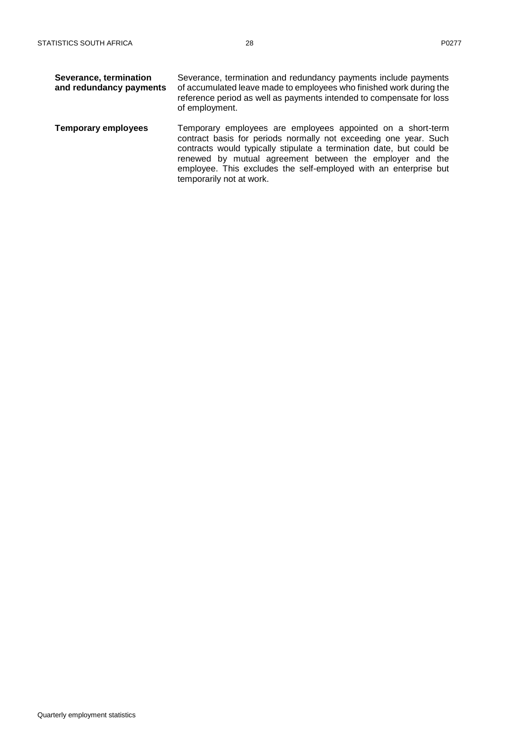**Severance, termination and redundancy payments**

Severance, termination and redundancy payments include payments of accumulated leave made to employees who finished work during the reference period as well as payments intended to compensate for loss of employment.

**Temporary employees**

Temporary employees are employees appointed on a short-term contract basis for periods normally not exceeding one year. Such contracts would typically stipulate a termination date, but could be renewed by mutual agreement between the employer and the employee. This excludes the self-employed with an enterprise but temporarily not at work.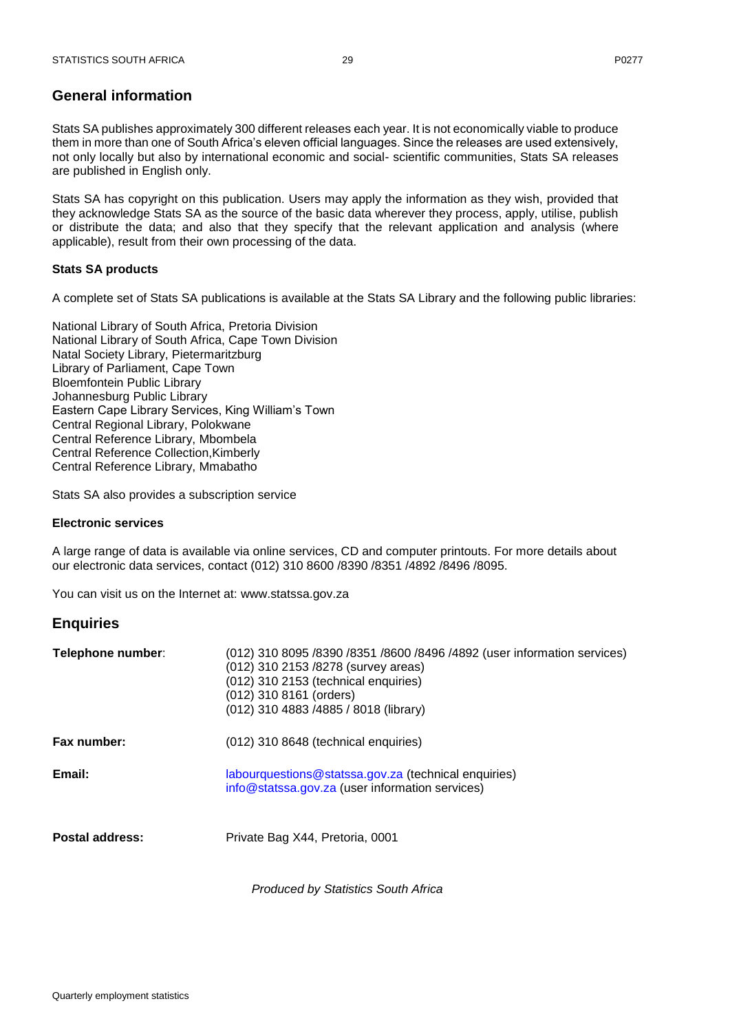## General information

Stats SA publishes approximately 300 different releases each year. It is not economically viable to produce them in more than one of South Africa's eleven official languages. Since the releases are used extensively, not only locally but also by international economic and social- scientific communities, Stats SA releases are published in English only.

Stats SA has copyright on this publication. Users may apply the information as they wish, provided that they acknowledge Stats SA as the source of the basic data wherever they process, apply, utilise, publish or distribute the data; and also that they specify that the relevant application and analysis (where applicable), result from their own processing of the data.

**Stats SA products**

A complete set of Stats SA publications is available at the Stats SA Library and the following public libraries:

National Library of South Africa, Pretoria Division
National Library of South Africa, Cape Town Division
Natal Society Library, Pietermaritzburg
Library of Parliament, Cape Town
Bloemfontein Public Library
Johannesburg Public Library
Eastern Cape Library Services, King William's Town
Central Regional Library, Polokwane
Central Reference Library, Mbombela
Central Reference Collection,Kimberly
Central Reference Library, Mmabatho

Stats SA also provides a subscription service

**Electronic services**

A large range of data is available via online services, CD and computer printouts. For more details about our electronic data services, contact (012) 310 8600 /8390 /8351 /4892 /8496 /8095.

You can visit us on the Internet at: www.statssa.gov.za

## Enquiries

| | |
|---|---|
| **Telephone number**: | (012) 310 8095 /8390 /8351 /8600 /8496 /4892 (user information services)<br>(012) 310 2153 /8278 (survey areas)<br>(012) 310 2153 (technical enquiries)<br>(012) 310 8161 (orders)<br>(012) 310 4883 /4885 / 8018 (library) |
| **Fax number:** | (012) 310 8648 (technical enquiries) |
| **Email:** | labourquestions@statssa.gov.za (technical enquiries)<br>info@statssa.gov.za (user information services) |
| **Postal address:** | Private Bag X44, Pretoria, 0001 |

*Produced by Statistics South Africa*